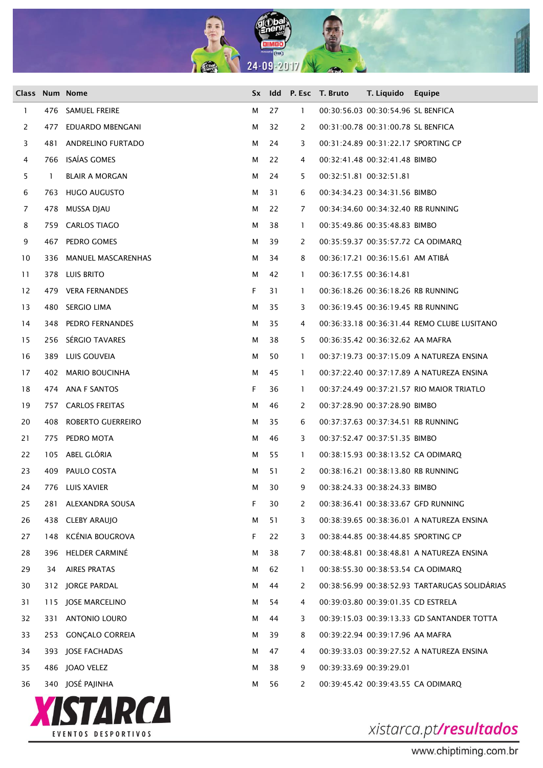| Class | Num | Nome | Sx | Idd | P. Esc | T. Bruto | T. Líquido | Equipe |
|---|---|---|---|---|---|---|---|---|
| 1 | 476 | SAMUEL FREIRE | M | 27 | 1 | 00:30:56.03 | 00:30:54.96 | SL BENFICA |
| 2 | 477 | EDUARDO MBENGANI | M | 32 | 2 | 00:31:00.78 | 00:31:00.78 | SL BENFICA |
| 3 | 481 | ANDRELINO FURTADO | M | 24 | 3 | 00:31:24.89 | 00:31:22.17 | SPORTING CP |
| 4 | 766 | ISAÍAS GOMES | M | 22 | 4 | 00:32:41.48 | 00:32:41.48 | BIMBO |
| 5 | 1 | BLAIR A MORGAN | M | 24 | 5 | 00:32:51.81 | 00:32:51.81 | |
| 6 | 763 | HUGO AUGUSTO | M | 31 | 6 | 00:34:34.23 | 00:34:31.56 | BIMBO |
| 7 | 478 | MUSSA DJAU | M | 22 | 7 | 00:34:34.60 | 00:34:32.40 | RB RUNNING |
| 8 | 759 | CARLOS TIAGO | M | 38 | 1 | 00:35:49.86 | 00:35:48.83 | BIMBO |
| 9 | 467 | PEDRO GOMES | M | 39 | 2 | 00:35:59.37 | 00:35:57.72 | CA ODIMARQ |
| 10 | 336 | MANUEL MASCARENHAS | M | 34 | 8 | 00:36:17.21 | 00:36:15.61 | AM ATIBÁ |
| 11 | 378 | LUIS BRITO | M | 42 | 1 | 00:36:17.55 | 00:36:14.81 | |
| 12 | 479 | VERA FERNANDES | F | 31 | 1 | 00:36:18.26 | 00:36:18.26 | RB RUNNING |
| 13 | 480 | SERGIO LIMA | M | 35 | 3 | 00:36:19.45 | 00:36:19.45 | RB RUNNING |
| 14 | 348 | PEDRO FERNANDES | M | 35 | 4 | 00:36:33.18 | 00:36:31.44 | REMO CLUBE LUSITANO |
| 15 | 256 | SÉRGIO TAVARES | M | 38 | 5 | 00:36:35.42 | 00:36:32.62 | AA MAFRA |
| 16 | 389 | LUIS GOUVEIA | M | 50 | 1 | 00:37:19.73 | 00:37:15.09 | A NATUREZA ENSINA |
| 17 | 402 | MARIO BOUCINHA | M | 45 | 1 | 00:37:22.40 | 00:37:17.89 | A NATUREZA ENSINA |
| 18 | 474 | ANA F SANTOS | F | 36 | 1 | 00:37:24.49 | 00:37:21.57 | RIO MAIOR TRIATLO |
| 19 | 757 | CARLOS FREITAS | M | 46 | 2 | 00:37:28.90 | 00:37:28.90 | BIMBO |
| 20 | 408 | ROBERTO GUERREIRO | M | 35 | 6 | 00:37:37.63 | 00:37:34.51 | RB RUNNING |
| 21 | 775 | PEDRO MOTA | M | 46 | 3 | 00:37:52.47 | 00:37:51.35 | BIMBO |
| 22 | 105 | ABEL GLÓRIA | M | 55 | 1 | 00:38:15.93 | 00:38:13.52 | CA ODIMARQ |
| 23 | 409 | PAULO COSTA | M | 51 | 2 | 00:38:16.21 | 00:38:13.80 | RB RUNNING |
| 24 | 776 | LUIS XAVIER | M | 30 | 9 | 00:38:24.33 | 00:38:24.33 | BIMBO |
| 25 | 281 | ALEXANDRA SOUSA | F | 30 | 2 | 00:38:36.41 | 00:38:33.67 | GFD RUNNING |
| 26 | 438 | CLEBY ARAUJO | M | 51 | 3 | 00:38:39.65 | 00:38:36.01 | A NATUREZA ENSINA |
| 27 | 148 | KCÉNIA BOUGROVA | F | 22 | 3 | 00:38:44.85 | 00:38:44.85 | SPORTING CP |
| 28 | 396 | HELDER CARMINÉ | M | 38 | 7 | 00:38:48.81 | 00:38:48.81 | A NATUREZA ENSINA |
| 29 | 34 | AIRES PRATAS | M | 62 | 1 | 00:38:55.30 | 00:38:53.54 | CA ODIMARQ |
| 30 | 312 | JORGE PARDAL | M | 44 | 2 | 00:38:56.99 | 00:38:52.93 | TARTARUGAS SOLIDÁRIAS |
| 31 | 115 | JOSE MARCELINO | M | 54 | 4 | 00:39:03.80 | 00:39:01.35 | CD ESTRELA |
| 32 | 331 | ANTONIO LOURO | M | 44 | 3 | 00:39:15.03 | 00:39:13.33 | GD SANTANDER TOTTA |
| 33 | 253 | GONÇALO CORREIA | M | 39 | 8 | 00:39:22.94 | 00:39:17.96 | AA MAFRA |
| 34 | 393 | JOSE FACHADAS | M | 47 | 4 | 00:39:33.03 | 00:39:27.52 | A NATUREZA ENSINA |
| 35 | 486 | JOAO VELEZ | M | 38 | 9 | 00:39:33.69 | 00:39:29.01 | |
| 36 | 340 | JOSÉ PAJINHA | M | 56 | 2 | 00:39:45.42 | 00:39:43.55 | CA ODIMARQ |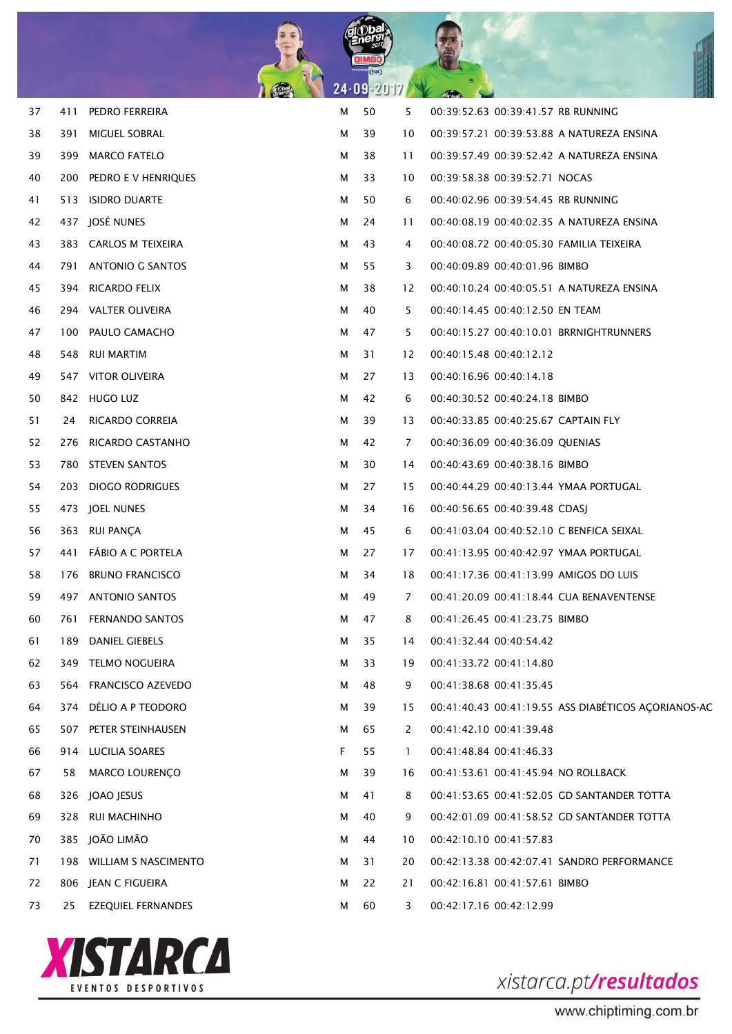| | | | | | | | | |
|---|---|---|---|---|---|---|---|---|
| 37 | 411 | PEDRO FERREIRA | M | 50 | 5 | 00:39:52.63 | 00:39:41.57 | RB RUNNING |
| 38 | 391 | MIGUEL SOBRAL | M | 39 | 10 | 00:39:57.21 | 00:39:53.88 | A NATUREZA ENSINA |
| 39 | 399 | MARCO FATELO | M | 38 | 11 | 00:39:57.49 | 00:39:52.42 | A NATUREZA ENSINA |
| 40 | 200 | PEDRO E V HENRIQUES | M | 33 | 10 | 00:39:58.38 | 00:39:52.71 | NOCAS |
| 41 | 513 | ISIDRO DUARTE | M | 50 | 6 | 00:40:02.96 | 00:39:54.45 | RB RUNNING |
| 42 | 437 | JOSÉ NUNES | M | 24 | 11 | 00:40:08.19 | 00:40:02.35 | A NATUREZA ENSINA |
| 43 | 383 | CARLOS M TEIXEIRA | M | 43 | 4 | 00:40:08.72 | 00:40:05.30 | FAMILIA TEIXEIRA |
| 44 | 791 | ANTONIO G SANTOS | M | 55 | 3 | 00:40:09.89 | 00:40:01.96 | BIMBO |
| 45 | 394 | RICARDO FELIX | M | 38 | 12 | 00:40:10.24 | 00:40:05.51 | A NATUREZA ENSINA |
| 46 | 294 | VALTER OLIVEIRA | M | 40 | 5 | 00:40:14.45 | 00:40:12.50 | EN TEAM |
| 47 | 100 | PAULO CAMACHO | M | 47 | 5 | 00:40:15.27 | 00:40:10.01 | BRRNIGHTRUNNERS |
| 48 | 548 | RUI MARTIM | M | 31 | 12 | 00:40:15.48 | 00:40:12.12 | |
| 49 | 547 | VITOR OLIVEIRA | M | 27 | 13 | 00:40:16.96 | 00:40:14.18 | |
| 50 | 842 | HUGO LUZ | M | 42 | 6 | 00:40:30.52 | 00:40:24.18 | BIMBO |
| 51 | 24 | RICARDO CORREIA | M | 39 | 13 | 00:40:33.85 | 00:40:25.67 | CAPTAIN FLY |
| 52 | 276 | RICARDO CASTANHO | M | 42 | 7 | 00:40:36.09 | 00:40:36.09 | QUENIAS |
| 53 | 780 | STEVEN SANTOS | M | 30 | 14 | 00:40:43.69 | 00:40:38.16 | BIMBO |
| 54 | 203 | DIOGO RODRIGUES | M | 27 | 15 | 00:40:44.29 | 00:40:13.44 | YMAA PORTUGAL |
| 55 | 473 | JOEL NUNES | M | 34 | 16 | 00:40:56.65 | 00:40:39.48 | CDASJ |
| 56 | 363 | RUI PANÇA | M | 45 | 6 | 00:41:03.04 | 00:40:52.10 | C BENFICA SEIXAL |
| 57 | 441 | FÁBIO A C PORTELA | M | 27 | 17 | 00:41:13.95 | 00:40:42.97 | YMAA PORTUGAL |
| 58 | 176 | BRUNO FRANCISCO | M | 34 | 18 | 00:41:17.36 | 00:41:13.99 | AMIGOS DO LUIS |
| 59 | 497 | ANTONIO SANTOS | M | 49 | 7 | 00:41:20.09 | 00:41:18.44 | CUA BENAVENTENSE |
| 60 | 761 | FERNANDO SANTOS | M | 47 | 8 | 00:41:26.45 | 00:41:23.75 | BIMBO |
| 61 | 189 | DANIEL GIEBELS | M | 35 | 14 | 00:41:32.44 | 00:40:54.42 | |
| 62 | 349 | TELMO NOGUEIRA | M | 33 | 19 | 00:41:33.72 | 00:41:14.80 | |
| 63 | 564 | FRANCISCO AZEVEDO | M | 48 | 9 | 00:41:38.68 | 00:41:35.45 | |
| 64 | 374 | DÉLIO A P TEODORO | M | 39 | 15 | 00:41:40.43 | 00:41:19.55 | ASS DIABÉTICOS AÇORIANOS-AC |
| 65 | 507 | PETER STEINHAUSEN | M | 65 | 2 | 00:41:42.10 | 00:41:39.48 | |
| 66 | 914 | LUCILIA SOARES | F | 55 | 1 | 00:41:48.84 | 00:41:46.33 | |
| 67 | 58 | MARCO LOURENÇO | M | 39 | 16 | 00:41:53.61 | 00:41:45.94 | NO ROLLBACK |
| 68 | 326 | JOAO JESUS | M | 41 | 8 | 00:41:53.65 | 00:41:52.05 | GD SANTANDER TOTTA |
| 69 | 328 | RUI MACHINHO | M | 40 | 9 | 00:42:01.09 | 00:41:58.52 | GD SANTANDER TOTTA |
| 70 | 385 | JOÃO LIMÃO | M | 44 | 10 | 00:42:10.10 | 00:41:57.83 | |
| 71 | 198 | WILLIAM S NASCIMENTO | M | 31 | 20 | 00:42:13.38 | 00:42:07.41 | SANDRO PERFORMANCE |
| 72 | 806 | JEAN C FIGUEIRA | M | 22 | 21 | 00:42:16.81 | 00:41:57.61 | BIMBO |
| 73 | 25 | EZEQUIEL FERNANDES | M | 60 | 3 | 00:42:17.16 | 00:42:12.99 | |

XISTARCA EVENTOS DESPORTIVOS

xistarca.pt/resultados

www.chiptiming.com.br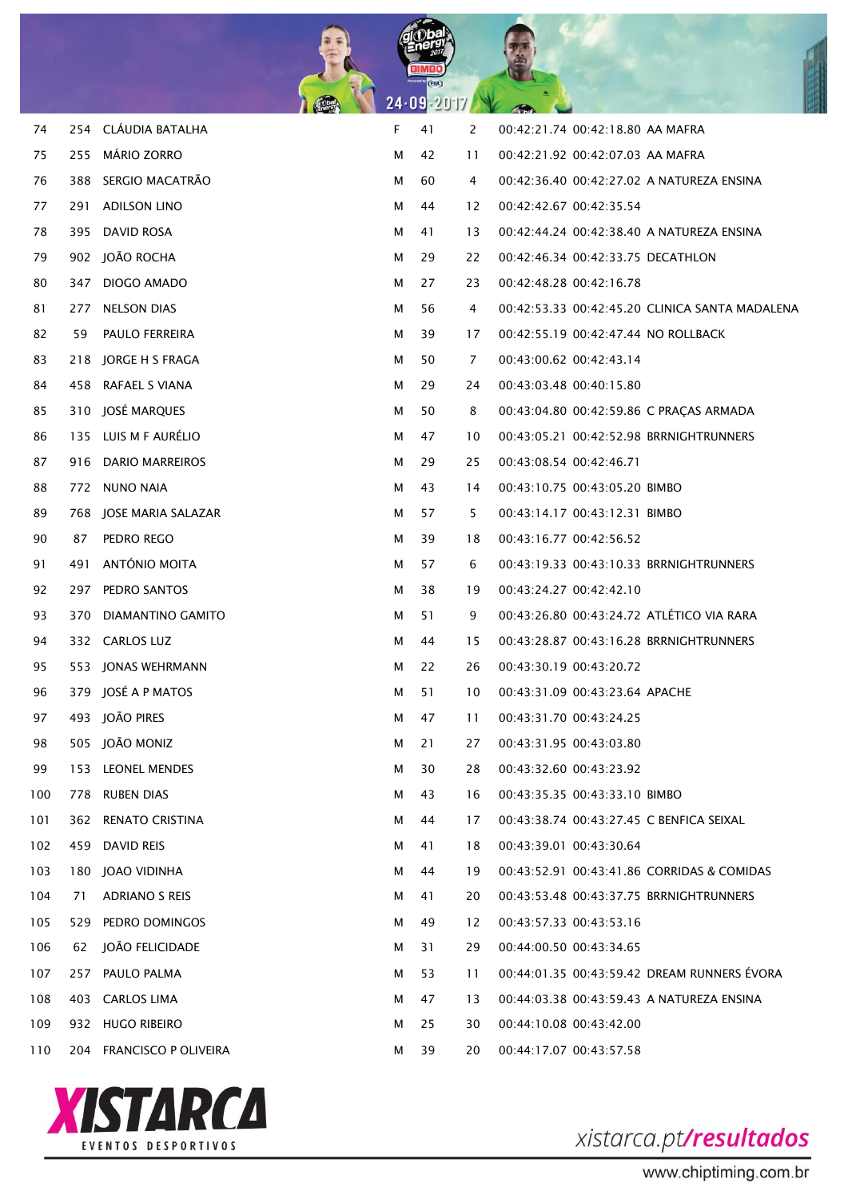| | | | | | | | | |
|---|---|---|---|---|---|---|---|---|
| 74 | 254 | CLÁUDIA BATALHA | F | 41 | 2 | 00:42:21.74 | 00:42:18.80 | AA MAFRA |
| 75 | 255 | MÁRIO ZORRO | M | 42 | 11 | 00:42:21.92 | 00:42:07.03 | AA MAFRA |
| 76 | 388 | SERGIO MACATRÃO | M | 60 | 4 | 00:42:36.40 | 00:42:27.02 | A NATUREZA ENSINA |
| 77 | 291 | ADILSON LINO | M | 44 | 12 | 00:42:42.67 | 00:42:35.54 | |
| 78 | 395 | DAVID ROSA | M | 41 | 13 | 00:42:44.24 | 00:42:38.40 | A NATUREZA ENSINA |
| 79 | 902 | JOÃO ROCHA | M | 29 | 22 | 00:42:46.34 | 00:42:33.75 | DECATHLON |
| 80 | 347 | DIOGO AMADO | M | 27 | 23 | 00:42:48.28 | 00:42:16.78 | |
| 81 | 277 | NELSON DIAS | M | 56 | 4 | 00:42:53.33 | 00:42:45.20 | CLINICA SANTA MADALENA |
| 82 | 59 | PAULO FERREIRA | M | 39 | 17 | 00:42:55.19 | 00:42:47.44 | NO ROLLBACK |
| 83 | 218 | JORGE H S FRAGA | M | 50 | 7 | 00:43:00.62 | 00:42:43.14 | |
| 84 | 458 | RAFAEL S VIANA | M | 29 | 24 | 00:43:03.48 | 00:40:15.80 | |
| 85 | 310 | JOSÉ MARQUES | M | 50 | 8 | 00:43:04.80 | 00:42:59.86 | C PRAÇAS ARMADA |
| 86 | 135 | LUIS M F AURÉLIO | M | 47 | 10 | 00:43:05.21 | 00:42:52.98 | BRRNIGHTRUNNERS |
| 87 | 916 | DARIO MARREIROS | M | 29 | 25 | 00:43:08.54 | 00:42:46.71 | |
| 88 | 772 | NUNO NAIA | M | 43 | 14 | 00:43:10.75 | 00:43:05.20 | BIMBO |
| 89 | 768 | JOSE MARIA SALAZAR | M | 57 | 5 | 00:43:14.17 | 00:43:12.31 | BIMBO |
| 90 | 87 | PEDRO REGO | M | 39 | 18 | 00:43:16.77 | 00:42:56.52 | |
| 91 | 491 | ANTÓNIO MOITA | M | 57 | 6 | 00:43:19.33 | 00:43:10.33 | BRRNIGHTRUNNERS |
| 92 | 297 | PEDRO SANTOS | M | 38 | 19 | 00:43:24.27 | 00:42:42.10 | |
| 93 | 370 | DIAMANTINO GAMITO | M | 51 | 9 | 00:43:26.80 | 00:43:24.72 | ATLÉTICO VIA RARA |
| 94 | 332 | CARLOS LUZ | M | 44 | 15 | 00:43:28.87 | 00:43:16.28 | BRRNIGHTRUNNERS |
| 95 | 553 | JONAS WEHRMANN | M | 22 | 26 | 00:43:30.19 | 00:43:20.72 | |
| 96 | 379 | JOSÉ A P MATOS | M | 51 | 10 | 00:43:31.09 | 00:43:23.64 | APACHE |
| 97 | 493 | JOÃO PIRES | M | 47 | 11 | 00:43:31.70 | 00:43:24.25 | |
| 98 | 505 | JOÃO MONIZ | M | 21 | 27 | 00:43:31.95 | 00:43:03.80 | |
| 99 | 153 | LEONEL MENDES | M | 30 | 28 | 00:43:32.60 | 00:43:23.92 | |
| 100 | 778 | RUBEN DIAS | M | 43 | 16 | 00:43:35.35 | 00:43:33.10 | BIMBO |
| 101 | 362 | RENATO CRISTINA | M | 44 | 17 | 00:43:38.74 | 00:43:27.45 | C BENFICA SEIXAL |
| 102 | 459 | DAVID REIS | M | 41 | 18 | 00:43:39.01 | 00:43:30.64 | |
| 103 | 180 | JOAO VIDINHA | M | 44 | 19 | 00:43:52.91 | 00:43:41.86 | CORRIDAS & COMIDAS |
| 104 | 71 | ADRIANO S REIS | M | 41 | 20 | 00:43:53.48 | 00:43:37.75 | BRRNIGHTRUNNERS |
| 105 | 529 | PEDRO DOMINGOS | M | 49 | 12 | 00:43:57.33 | 00:43:53.16 | |
| 106 | 62 | JOÃO FELICIDADE | M | 31 | 29 | 00:44:00.50 | 00:43:34.65 | |
| 107 | 257 | PAULO PALMA | M | 53 | 11 | 00:44:01.35 | 00:43:59.42 | DREAM RUNNERS ÉVORA |
| 108 | 403 | CARLOS LIMA | M | 47 | 13 | 00:44:03.38 | 00:43:59.43 | A NATUREZA ENSINA |
| 109 | 932 | HUGO RIBEIRO | M | 25 | 30 | 00:44:10.08 | 00:43:42.00 | |
| 110 | 204 | FRANCISCO P OLIVEIRA | M | 39 | 20 | 00:44:17.07 | 00:43:57.58 | |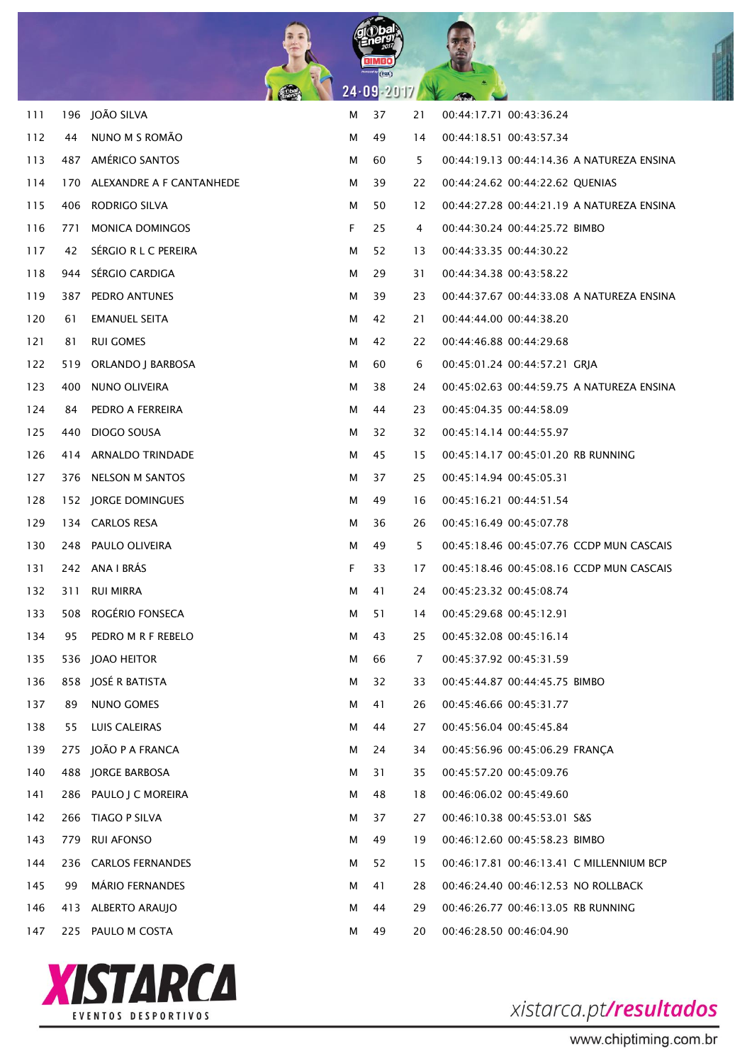| | | | | | | | | |
|---|---|---|---|---|---|---|---|---|
| 111 | 196 | JOÃO SILVA | M | 37 | 21 | 00:44:17.71 | 00:43:36.24 | |
| 112 | 44 | NUNO M S ROMÃO | M | 49 | 14 | 00:44:18.51 | 00:43:57.34 | |
| 113 | 487 | AMÉRICO SANTOS | M | 60 | 5 | 00:44:19.13 | 00:44:14.36 | A NATUREZA ENSINA |
| 114 | 170 | ALEXANDRE A F CANTANHEDE | M | 39 | 22 | 00:44:24.62 | 00:44:22.62 | QUENIAS |
| 115 | 406 | RODRIGO SILVA | M | 50 | 12 | 00:44:27.28 | 00:44:21.19 | A NATUREZA ENSINA |
| 116 | 771 | MONICA DOMINGOS | F | 25 | 4 | 00:44:30.24 | 00:44:25.72 | BIMBO |
| 117 | 42 | SÉRGIO R L C PEREIRA | M | 52 | 13 | 00:44:33.35 | 00:44:30.22 | |
| 118 | 944 | SÉRGIO CARDIGA | M | 29 | 31 | 00:44:34.38 | 00:43:58.22 | |
| 119 | 387 | PEDRO ANTUNES | M | 39 | 23 | 00:44:37.67 | 00:44:33.08 | A NATUREZA ENSINA |
| 120 | 61 | EMANUEL SEITA | M | 42 | 21 | 00:44:44.00 | 00:44:38.20 | |
| 121 | 81 | RUI GOMES | M | 42 | 22 | 00:44:46.88 | 00:44:29.68 | |
| 122 | 519 | ORLANDO J BARBOSA | M | 60 | 6 | 00:45:01.24 | 00:44:57.21 | GRJA |
| 123 | 400 | NUNO OLIVEIRA | M | 38 | 24 | 00:45:02.63 | 00:44:59.75 | A NATUREZA ENSINA |
| 124 | 84 | PEDRO A FERREIRA | M | 44 | 23 | 00:45:04.35 | 00:44:58.09 | |
| 125 | 440 | DIOGO SOUSA | M | 32 | 32 | 00:45:14.14 | 00:44:55.97 | |
| 126 | 414 | ARNALDO TRINDADE | M | 45 | 15 | 00:45:14.17 | 00:45:01.20 | RB RUNNING |
| 127 | 376 | NELSON M SANTOS | M | 37 | 25 | 00:45:14.94 | 00:45:05.31 | |
| 128 | 152 | JORGE DOMINGUES | M | 49 | 16 | 00:45:16.21 | 00:44:51.54 | |
| 129 | 134 | CARLOS RESA | M | 36 | 26 | 00:45:16.49 | 00:45:07.78 | |
| 130 | 248 | PAULO OLIVEIRA | M | 49 | 5 | 00:45:18.46 | 00:45:07.76 | CCDP MUN CASCAIS |
| 131 | 242 | ANA I BRÁS | F | 33 | 17 | 00:45:18.46 | 00:45:08.16 | CCDP MUN CASCAIS |
| 132 | 311 | RUI MIRRA | M | 41 | 24 | 00:45:23.32 | 00:45:08.74 | |
| 133 | 508 | ROGÉRIO FONSECA | M | 51 | 14 | 00:45:29.68 | 00:45:12.91 | |
| 134 | 95 | PEDRO M R F REBELO | M | 43 | 25 | 00:45:32.08 | 00:45:16.14 | |
| 135 | 536 | JOAO HEITOR | M | 66 | 7 | 00:45:37.92 | 00:45:31.59 | |
| 136 | 858 | JOSÉ R BATISTA | M | 32 | 33 | 00:45:44.87 | 00:44:45.75 | BIMBO |
| 137 | 89 | NUNO GOMES | M | 41 | 26 | 00:45:46.66 | 00:45:31.77 | |
| 138 | 55 | LUIS CALEIRAS | M | 44 | 27 | 00:45:56.04 | 00:45:45.84 | |
| 139 | 275 | JOÃO P A FRANCA | M | 24 | 34 | 00:45:56.96 | 00:45:06.29 | FRANÇA |
| 140 | 488 | JORGE BARBOSA | M | 31 | 35 | 00:45:57.20 | 00:45:09.76 | |
| 141 | 286 | PAULO J C MOREIRA | M | 48 | 18 | 00:46:06.02 | 00:45:49.60 | |
| 142 | 266 | TIAGO P SILVA | M | 37 | 27 | 00:46:10.38 | 00:45:53.01 | S&S |
| 143 | 779 | RUI AFONSO | M | 49 | 19 | 00:46:12.60 | 00:45:58.23 | BIMBO |
| 144 | 236 | CARLOS FERNANDES | M | 52 | 15 | 00:46:17.81 | 00:46:13.41 | C MILLENNIUM BCP |
| 145 | 99 | MÁRIO FERNANDES | M | 41 | 28 | 00:46:24.40 | 00:46:12.53 | NO ROLLBACK |
| 146 | 413 | ALBERTO ARAUJO | M | 44 | 29 | 00:46:26.77 | 00:46:13.05 | RB RUNNING |
| 147 | 225 | PAULO M COSTA | M | 49 | 20 | 00:46:28.50 | 00:46:04.90 | |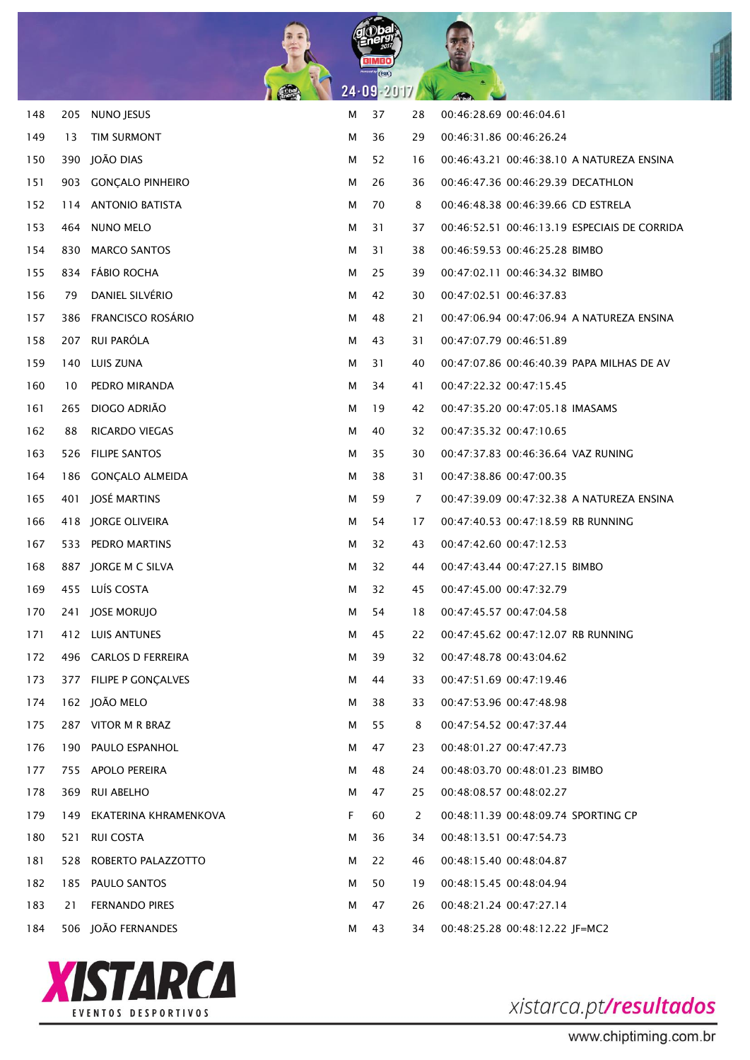| | | | | | | | | |
|---|---|---|---|---|---|---|---|---|
| 148 | 205 | NUNO JESUS | M | 37 | 28 | 00:46:28.69 | 00:46:04.61 | |
| 149 | 13 | TIM SURMONT | M | 36 | 29 | 00:46:31.86 | 00:46:26.24 | |
| 150 | 390 | JOÃO DIAS | M | 52 | 16 | 00:46:43.21 | 00:46:38.10 | A NATUREZA ENSINA |
| 151 | 903 | GONÇALO PINHEIRO | M | 26 | 36 | 00:46:47.36 | 00:46:29.39 | DECATHLON |
| 152 | 114 | ANTONIO BATISTA | M | 70 | 8 | 00:46:48.38 | 00:46:39.66 | CD ESTRELA |
| 153 | 464 | NUNO MELO | M | 31 | 37 | 00:46:52.51 | 00:46:13.19 | ESPECIAIS DE CORRIDA |
| 154 | 830 | MARCO SANTOS | M | 31 | 38 | 00:46:59.53 | 00:46:25.28 | BIMBO |
| 155 | 834 | FÁBIO ROCHA | M | 25 | 39 | 00:47:02.11 | 00:46:34.32 | BIMBO |
| 156 | 79 | DANIEL SILVÉRIO | M | 42 | 30 | 00:47:02.51 | 00:46:37.83 | |
| 157 | 386 | FRANCISCO ROSÁRIO | M | 48 | 21 | 00:47:06.94 | 00:47:06.94 | A NATUREZA ENSINA |
| 158 | 207 | RUI PARÓLA | M | 43 | 31 | 00:47:07.79 | 00:46:51.89 | |
| 159 | 140 | LUIS ZUNA | M | 31 | 40 | 00:47:07.86 | 00:46:40.39 | PAPA MILHAS DE AV |
| 160 | 10 | PEDRO MIRANDA | M | 34 | 41 | 00:47:22.32 | 00:47:15.45 | |
| 161 | 265 | DIOGO ADRIÃO | M | 19 | 42 | 00:47:35.20 | 00:47:05.18 | IMASAMS |
| 162 | 88 | RICARDO VIEGAS | M | 40 | 32 | 00:47:35.32 | 00:47:10.65 | |
| 163 | 526 | FILIPE SANTOS | M | 35 | 30 | 00:47:37.83 | 00:46:36.64 | VAZ RUNING |
| 164 | 186 | GONÇALO ALMEIDA | M | 38 | 31 | 00:47:38.86 | 00:47:00.35 | |
| 165 | 401 | JOSÉ MARTINS | M | 59 | 7 | 00:47:39.09 | 00:47:32.38 | A NATUREZA ENSINA |
| 166 | 418 | JORGE OLIVEIRA | M | 54 | 17 | 00:47:40.53 | 00:47:18.59 | RB RUNNING |
| 167 | 533 | PEDRO MARTINS | M | 32 | 43 | 00:47:42.60 | 00:47:12.53 | |
| 168 | 887 | JORGE M C SILVA | M | 32 | 44 | 00:47:43.44 | 00:47:27.15 | BIMBO |
| 169 | 455 | LUÍS COSTA | M | 32 | 45 | 00:47:45.00 | 00:47:32.79 | |
| 170 | 241 | JOSE MORUJO | M | 54 | 18 | 00:47:45.57 | 00:47:04.58 | |
| 171 | 412 | LUIS ANTUNES | M | 45 | 22 | 00:47:45.62 | 00:47:12.07 | RB RUNNING |
| 172 | 496 | CARLOS D FERREIRA | M | 39 | 32 | 00:47:48.78 | 00:43:04.62 | |
| 173 | 377 | FILIPE P GONÇALVES | M | 44 | 33 | 00:47:51.69 | 00:47:19.46 | |
| 174 | 162 | JOÃO MELO | M | 38 | 33 | 00:47:53.96 | 00:47:48.98 | |
| 175 | 287 | VITOR M R BRAZ | M | 55 | 8 | 00:47:54.52 | 00:47:37.44 | |
| 176 | 190 | PAULO ESPANHOL | M | 47 | 23 | 00:48:01.27 | 00:47:47.73 | |
| 177 | 755 | APOLO PEREIRA | M | 48 | 24 | 00:48:03.70 | 00:48:01.23 | BIMBO |
| 178 | 369 | RUI ABELHO | M | 47 | 25 | 00:48:08.57 | 00:48:02.27 | |
| 179 | 149 | EKATERINA KHRAMENKOVA | F | 60 | 2 | 00:48:11.39 | 00:48:09.74 | SPORTING CP |
| 180 | 521 | RUI COSTA | M | 36 | 34 | 00:48:13.51 | 00:47:54.73 | |
| 181 | 528 | ROBERTO PALAZZOTTO | M | 22 | 46 | 00:48:15.40 | 00:48:04.87 | |
| 182 | 185 | PAULO SANTOS | M | 50 | 19 | 00:48:15.45 | 00:48:04.94 | |
| 183 | 21 | FERNANDO PIRES | M | 47 | 26 | 00:48:21.24 | 00:47:27.14 | |
| 184 | 506 | JOÃO FERNANDES | M | 43 | 34 | 00:48:25.28 | 00:48:12.22 | JF=MC2 |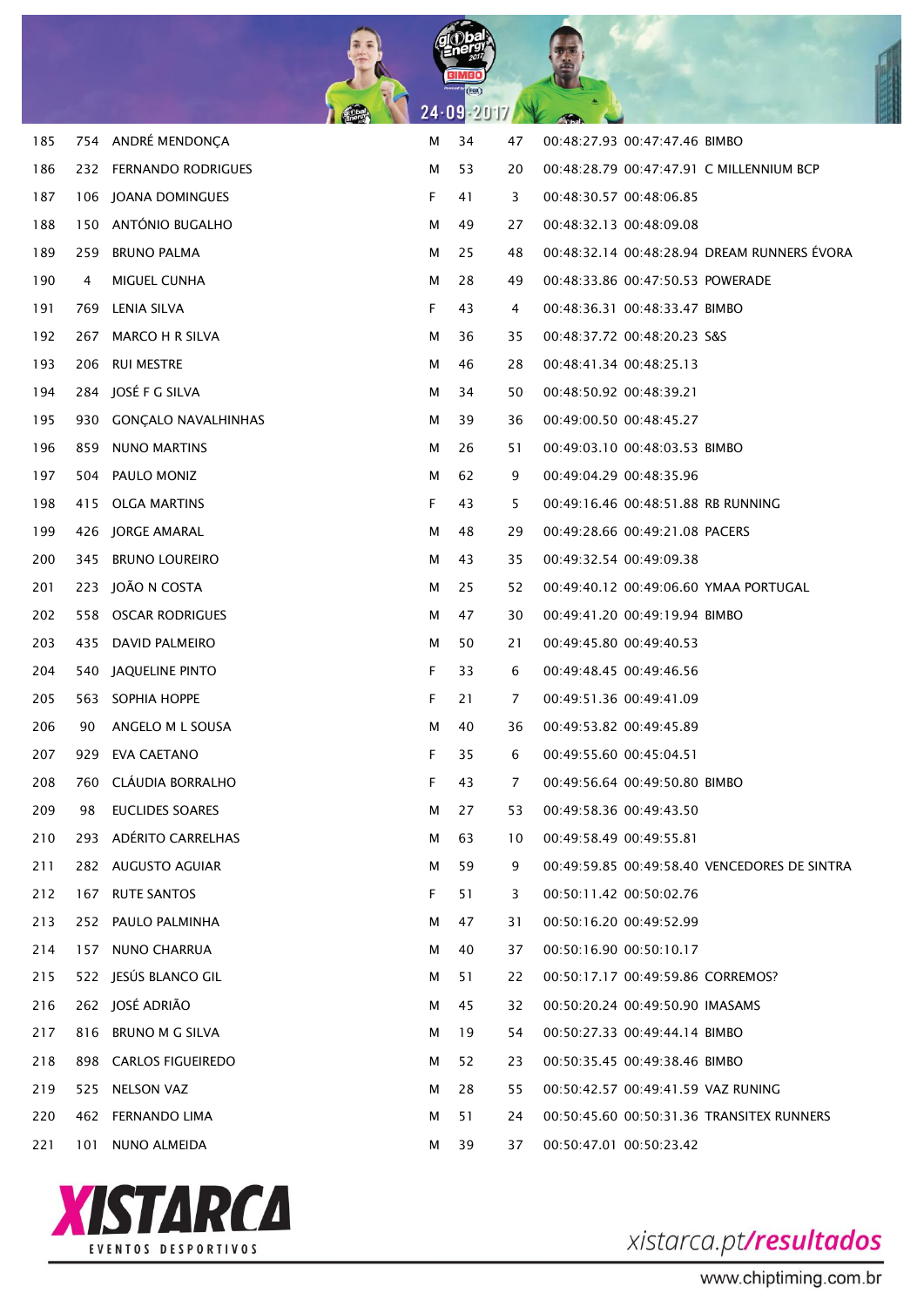| | | | | | | | | |
|---|---|---|---|---|---|---|---|---|
| 185 | 754 | ANDRÉ MENDONÇA | M | 34 | 47 | 00:48:27.93 | 00:47:47.46 | BIMBO |
| 186 | 232 | FERNANDO RODRIGUES | M | 53 | 20 | 00:48:28.79 | 00:47:47.91 | C MILLENNIUM BCP |
| 187 | 106 | JOANA DOMINGUES | F | 41 | 3 | 00:48:30.57 | 00:48:06.85 | |
| 188 | 150 | ANTÓNIO BUGALHO | M | 49 | 27 | 00:48:32.13 | 00:48:09.08 | |
| 189 | 259 | BRUNO PALMA | M | 25 | 48 | 00:48:32.14 | 00:48:28.94 | DREAM RUNNERS ÉVORA |
| 190 | 4 | MIGUEL CUNHA | M | 28 | 49 | 00:48:33.86 | 00:47:50.53 | POWERADE |
| 191 | 769 | LENIA SILVA | F | 43 | 4 | 00:48:36.31 | 00:48:33.47 | BIMBO |
| 192 | 267 | MARCO H R SILVA | M | 36 | 35 | 00:48:37.72 | 00:48:20.23 | S&S |
| 193 | 206 | RUI MESTRE | M | 46 | 28 | 00:48:41.34 | 00:48:25.13 | |
| 194 | 284 | JOSÉ F G SILVA | M | 34 | 50 | 00:48:50.92 | 00:48:39.21 | |
| 195 | 930 | GONÇALO NAVALHINHAS | M | 39 | 36 | 00:49:00.50 | 00:48:45.27 | |
| 196 | 859 | NUNO MARTINS | M | 26 | 51 | 00:49:03.10 | 00:48:03.53 | BIMBO |
| 197 | 504 | PAULO MONIZ | M | 62 | 9 | 00:49:04.29 | 00:48:35.96 | |
| 198 | 415 | OLGA MARTINS | F | 43 | 5 | 00:49:16.46 | 00:48:51.88 | RB RUNNING |
| 199 | 426 | JORGE AMARAL | M | 48 | 29 | 00:49:28.66 | 00:49:21.08 | PACERS |
| 200 | 345 | BRUNO LOUREIRO | M | 43 | 35 | 00:49:32.54 | 00:49:09.38 | |
| 201 | 223 | JOÃO N COSTA | M | 25 | 52 | 00:49:40.12 | 00:49:06.60 | YMAA PORTUGAL |
| 202 | 558 | OSCAR RODRIGUES | M | 47 | 30 | 00:49:41.20 | 00:49:19.94 | BIMBO |
| 203 | 435 | DAVID PALMEIRO | M | 50 | 21 | 00:49:45.80 | 00:49:40.53 | |
| 204 | 540 | JAQUELINE PINTO | F | 33 | 6 | 00:49:48.45 | 00:49:46.56 | |
| 205 | 563 | SOPHIA HOPPE | F | 21 | 7 | 00:49:51.36 | 00:49:41.09 | |
| 206 | 90 | ANGELO M L SOUSA | M | 40 | 36 | 00:49:53.82 | 00:49:45.89 | |
| 207 | 929 | EVA CAETANO | F | 35 | 6 | 00:49:55.60 | 00:45:04.51 | |
| 208 | 760 | CLÁUDIA BORRALHO | F | 43 | 7 | 00:49:56.64 | 00:49:50.80 | BIMBO |
| 209 | 98 | EUCLIDES SOARES | M | 27 | 53 | 00:49:58.36 | 00:49:43.50 | |
| 210 | 293 | ADÉRITO CARRELHAS | M | 63 | 10 | 00:49:58.49 | 00:49:55.81 | |
| 211 | 282 | AUGUSTO AGUIAR | M | 59 | 9 | 00:49:59.85 | 00:49:58.40 | VENCEDORES DE SINTRA |
| 212 | 167 | RUTE SANTOS | F | 51 | 3 | 00:50:11.42 | 00:50:02.76 | |
| 213 | 252 | PAULO PALMINHA | M | 47 | 31 | 00:50:16.20 | 00:49:52.99 | |
| 214 | 157 | NUNO CHARRUA | M | 40 | 37 | 00:50:16.90 | 00:50:10.17 | |
| 215 | 522 | JESÚS BLANCO GIL | M | 51 | 22 | 00:50:17.17 | 00:49:59.86 | CORREMOS? |
| 216 | 262 | JOSÉ ADRIÃO | M | 45 | 32 | 00:50:20.24 | 00:49:50.90 | IMASAMS |
| 217 | 816 | BRUNO M G SILVA | M | 19 | 54 | 00:50:27.33 | 00:49:44.14 | BIMBO |
| 218 | 898 | CARLOS FIGUEIREDO | M | 52 | 23 | 00:50:35.45 | 00:49:38.46 | BIMBO |
| 219 | 525 | NELSON VAZ | M | 28 | 55 | 00:50:42.57 | 00:49:41.59 | VAZ RUNING |
| 220 | 462 | FERNANDO LIMA | M | 51 | 24 | 00:50:45.60 | 00:50:31.36 | TRANSITEX RUNNERS |
| 221 | 101 | NUNO ALMEIDA | M | 39 | 37 | 00:50:47.01 | 00:50:23.42 | |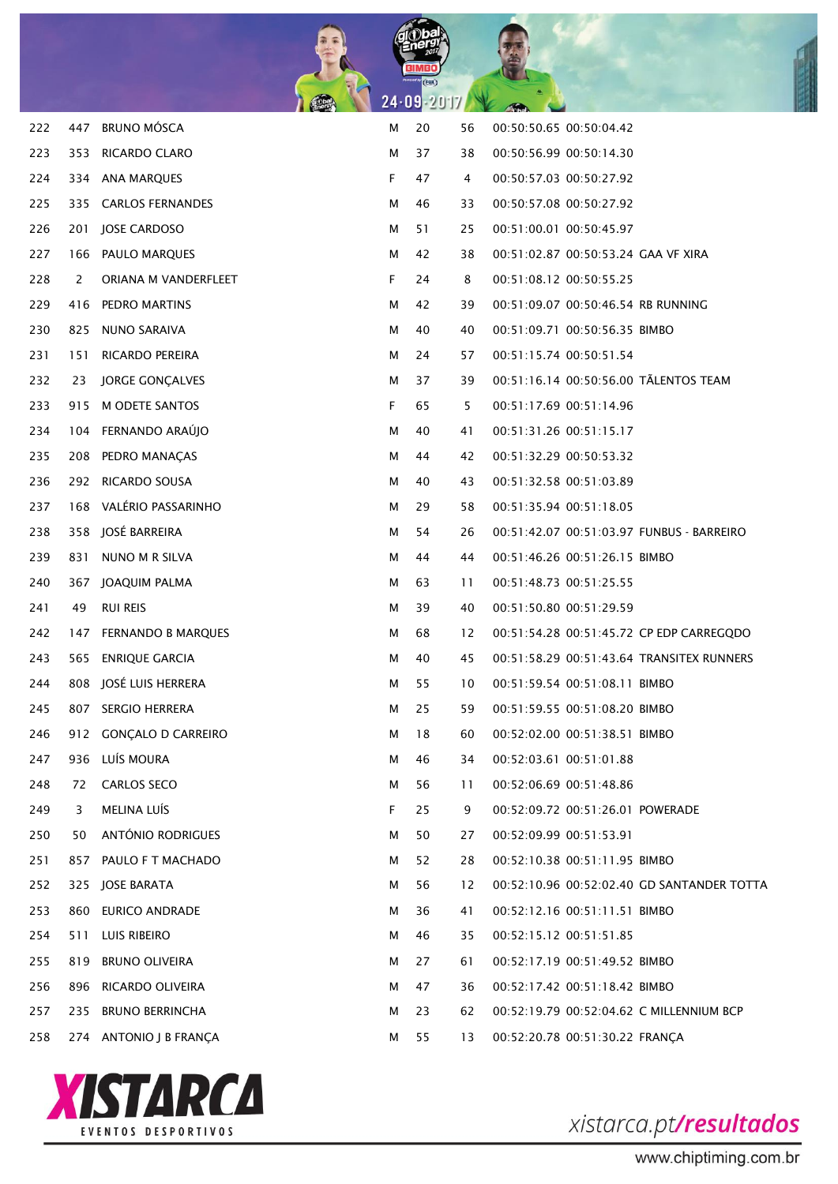| | | | | | | | | |
|---|---|---|---|---|---|---|---|---|
| 222 | 447 | BRUNO MÓSCA | M | 20 | 56 | 00:50:50.65 | 00:50:04.42 | |
| 223 | 353 | RICARDO CLARO | M | 37 | 38 | 00:50:56.99 | 00:50:14.30 | |
| 224 | 334 | ANA MARQUES | F | 47 | 4 | 00:50:57.03 | 00:50:27.92 | |
| 225 | 335 | CARLOS FERNANDES | M | 46 | 33 | 00:50:57.08 | 00:50:27.92 | |
| 226 | 201 | JOSE CARDOSO | M | 51 | 25 | 00:51:00.01 | 00:50:45.97 | |
| 227 | 166 | PAULO MARQUES | M | 42 | 38 | 00:51:02.87 | 00:50:53.24 | GAA VF XIRA |
| 228 | 2 | ORIANA M VANDERFLEET | F | 24 | 8 | 00:51:08.12 | 00:50:55.25 | |
| 229 | 416 | PEDRO MARTINS | M | 42 | 39 | 00:51:09.07 | 00:50:46.54 | RB RUNNING |
| 230 | 825 | NUNO SARAIVA | M | 40 | 40 | 00:51:09.71 | 00:50:56.35 | BIMBO |
| 231 | 151 | RICARDO PEREIRA | M | 24 | 57 | 00:51:15.74 | 00:50:51.54 | |
| 232 | 23 | JORGE GONÇALVES | M | 37 | 39 | 00:51:16.14 | 00:50:56.00 | TĂLENTOS TEAM |
| 233 | 915 | M ODETE SANTOS | F | 65 | 5 | 00:51:17.69 | 00:51:14.96 | |
| 234 | 104 | FERNANDO ARAÚJO | M | 40 | 41 | 00:51:31.26 | 00:51:15.17 | |
| 235 | 208 | PEDRO MANAÇAS | M | 44 | 42 | 00:51:32.29 | 00:50:53.32 | |
| 236 | 292 | RICARDO SOUSA | M | 40 | 43 | 00:51:32.58 | 00:51:03.89 | |
| 237 | 168 | VALÉRIO PASSARINHO | M | 29 | 58 | 00:51:35.94 | 00:51:18.05 | |
| 238 | 358 | JOSÉ BARREIRA | M | 54 | 26 | 00:51:42.07 | 00:51:03.97 | FUNBUS - BARREIRO |
| 239 | 831 | NUNO M R SILVA | M | 44 | 44 | 00:51:46.26 | 00:51:26.15 | BIMBO |
| 240 | 367 | JOAQUIM PALMA | M | 63 | 11 | 00:51:48.73 | 00:51:25.55 | |
| 241 | 49 | RUI REIS | M | 39 | 40 | 00:51:50.80 | 00:51:29.59 | |
| 242 | 147 | FERNANDO B MARQUES | M | 68 | 12 | 00:51:54.28 | 00:51:45.72 | CP EDP CARREGQDO |
| 243 | 565 | ENRIQUE GARCIA | M | 40 | 45 | 00:51:58.29 | 00:51:43.64 | TRANSITEX RUNNERS |
| 244 | 808 | JOSÉ LUIS HERRERA | M | 55 | 10 | 00:51:59.54 | 00:51:08.11 | BIMBO |
| 245 | 807 | SERGIO HERRERA | M | 25 | 59 | 00:51:59.55 | 00:51:08.20 | BIMBO |
| 246 | 912 | GONÇALO D CARREIRO | M | 18 | 60 | 00:52:02.00 | 00:51:38.51 | BIMBO |
| 247 | 936 | LUÍS MOURA | M | 46 | 34 | 00:52:03.61 | 00:51:01.88 | |
| 248 | 72 | CARLOS SECO | M | 56 | 11 | 00:52:06.69 | 00:51:48.86 | |
| 249 | 3 | MELINA LUÍS | F | 25 | 9 | 00:52:09.72 | 00:51:26.01 | POWERADE |
| 250 | 50 | ANTÓNIO RODRIGUES | M | 50 | 27 | 00:52:09.99 | 00:51:53.91 | |
| 251 | 857 | PAULO F T MACHADO | M | 52 | 28 | 00:52:10.38 | 00:51:11.95 | BIMBO |
| 252 | 325 | JOSE BARATA | M | 56 | 12 | 00:52:10.96 | 00:52:02.40 | GD SANTANDER TOTTA |
| 253 | 860 | EURICO ANDRADE | M | 36 | 41 | 00:52:12.16 | 00:51:11.51 | BIMBO |
| 254 | 511 | LUIS RIBEIRO | M | 46 | 35 | 00:52:15.12 | 00:51:51.85 | |
| 255 | 819 | BRUNO OLIVEIRA | M | 27 | 61 | 00:52:17.19 | 00:51:49.52 | BIMBO |
| 256 | 896 | RICARDO OLIVEIRA | M | 47 | 36 | 00:52:17.42 | 00:51:18.42 | BIMBO |
| 257 | 235 | BRUNO BERRINCHA | M | 23 | 62 | 00:52:19.79 | 00:52:04.62 | C MILLENNIUM BCP |
| 258 | 274 | ANTONIO J B FRANÇA | M | 55 | 13 | 00:52:20.78 | 00:51:30.22 | FRANÇA |

XISTARCA EVENTOS DESPORTIVOS

xistarca.pt/resultados

www.chiptiming.com.br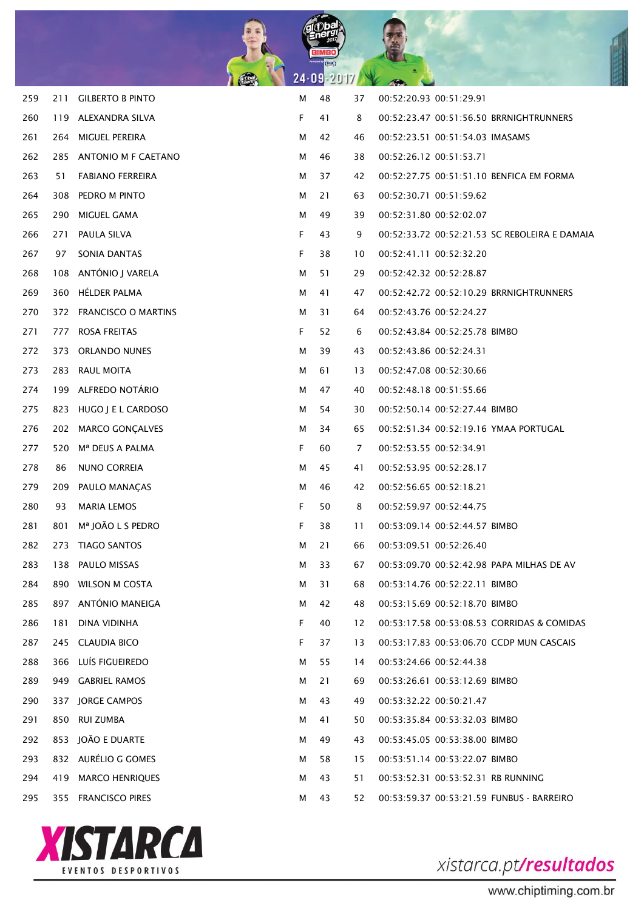| 259 | 211 | GILBERTO B PINTO | M | 48 | 37 | 00:52:20.93 | 00:51:29.91 | |
|---|---|---|---|---|---|---|---|---|
| 260 | 119 | ALEXANDRA SILVA | F | 41 | 8 | 00:52:23.47 | 00:51:56.50 | BRRNIGHTRUNNERS |
| 261 | 264 | MIGUEL PEREIRA | M | 42 | 46 | 00:52:23.51 | 00:51:54.03 | IMASAMS |
| 262 | 285 | ANTONIO M F CAETANO | M | 46 | 38 | 00:52:26.12 | 00:51:53.71 | |
| 263 | 51 | FABIANO FERREIRA | M | 37 | 42 | 00:52:27.75 | 00:51:51.10 | BENFICA EM FORMA |
| 264 | 308 | PEDRO M PINTO | M | 21 | 63 | 00:52:30.71 | 00:51:59.62 | |
| 265 | 290 | MIGUEL GAMA | M | 49 | 39 | 00:52:31.80 | 00:52:02.07 | |
| 266 | 271 | PAULA SILVA | F | 43 | 9 | 00:52:33.72 | 00:52:21.53 | SC REBOLEIRA E DAMAIA |
| 267 | 97 | SONIA DANTAS | F | 38 | 10 | 00:52:41.11 | 00:52:32.20 | |
| 268 | 108 | ANTÓNIO J VARELA | M | 51 | 29 | 00:52:42.32 | 00:52:28.87 | |
| 269 | 360 | HÉLDER PALMA | M | 41 | 47 | 00:52:42.72 | 00:52:10.29 | BRRNIGHTRUNNERS |
| 270 | 372 | FRANCISCO O MARTINS | M | 31 | 64 | 00:52:43.76 | 00:52:24.27 | |
| 271 | 777 | ROSA FREITAS | F | 52 | 6 | 00:52:43.84 | 00:52:25.78 | BIMBO |
| 272 | 373 | ORLANDO NUNES | M | 39 | 43 | 00:52:43.86 | 00:52:24.31 | |
| 273 | 283 | RAUL MOITA | M | 61 | 13 | 00:52:47.08 | 00:52:30.66 | |
| 274 | 199 | ALFREDO NOTÁRIO | M | 47 | 40 | 00:52:48.18 | 00:51:55.66 | |
| 275 | 823 | HUGO J E L CARDOSO | M | 54 | 30 | 00:52:50.14 | 00:52:27.44 | BIMBO |
| 276 | 202 | MARCO GONÇALVES | M | 34 | 65 | 00:52:51.34 | 00:52:19.16 | YMAA PORTUGAL |
| 277 | 520 | Mª DEUS A PALMA | F | 60 | 7 | 00:52:53.55 | 00:52:34.91 | |
| 278 | 86 | NUNO CORREIA | M | 45 | 41 | 00:52:53.95 | 00:52:28.17 | |
| 279 | 209 | PAULO MANAÇAS | M | 46 | 42 | 00:52:56.65 | 00:52:18.21 | |
| 280 | 93 | MARIA LEMOS | F | 50 | 8 | 00:52:59.97 | 00:52:44.75 | |
| 281 | 801 | Mª JOÃO L S PEDRO | F | 38 | 11 | 00:53:09.14 | 00:52:44.57 | BIMBO |
| 282 | 273 | TIAGO SANTOS | M | 21 | 66 | 00:53:09.51 | 00:52:26.40 | |
| 283 | 138 | PAULO MISSAS | M | 33 | 67 | 00:53:09.70 | 00:52:42.98 | PAPA MILHAS DE AV |
| 284 | 890 | WILSON M COSTA | M | 31 | 68 | 00:53:14.76 | 00:52:22.11 | BIMBO |
| 285 | 897 | ANTÓNIO MANEIGA | M | 42 | 48 | 00:53:15.69 | 00:52:18.70 | BIMBO |
| 286 | 181 | DINA VIDINHA | F | 40 | 12 | 00:53:17.58 | 00:53:08.53 | CORRIDAS & COMIDAS |
| 287 | 245 | CLAUDIA BICO | F | 37 | 13 | 00:53:17.83 | 00:53:06.70 | CCDP MUN CASCAIS |
| 288 | 366 | LUÍS FIGUEIREDO | M | 55 | 14 | 00:53:24.66 | 00:52:44.38 | |
| 289 | 949 | GABRIEL RAMOS | M | 21 | 69 | 00:53:26.61 | 00:53:12.69 | BIMBO |
| 290 | 337 | JORGE CAMPOS | M | 43 | 49 | 00:53:32.22 | 00:50:21.47 | |
| 291 | 850 | RUI ZUMBA | M | 41 | 50 | 00:53:35.84 | 00:53:32.03 | BIMBO |
| 292 | 853 | JOÃO E DUARTE | M | 49 | 43 | 00:53:45.05 | 00:53:38.00 | BIMBO |
| 293 | 832 | AURÉLIO G GOMES | M | 58 | 15 | 00:53:51.14 | 00:53:22.07 | BIMBO |
| 294 | 419 | MARCO HENRIQUES | M | 43 | 51 | 00:53:52.31 | 00:53:52.31 | RB RUNNING |
| 295 | 355 | FRANCISCO PIRES | M | 43 | 52 | 00:53:59.37 | 00:53:21.59 | FUNBUS - BARREIRO |

XISTARCA EVENTOS DESPORTIVOS

xistarca.pt/resultados

www.chiptiming.com.br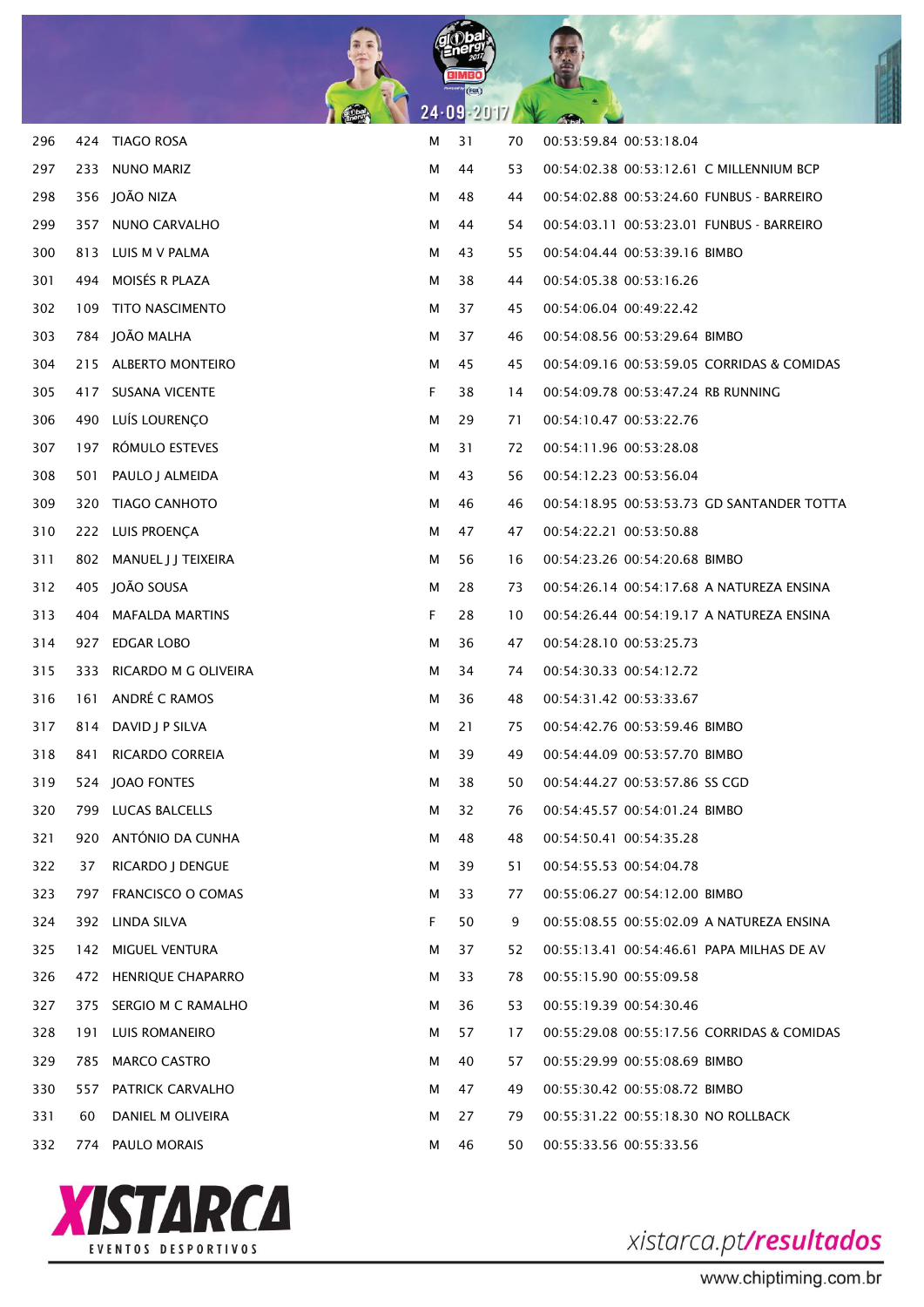| | | | | | | | | |
|---|---|---|---|---|---|---|---|---|
| 296 | 424 | TIAGO ROSA | M | 31 | 70 | 00:53:59.84 | 00:53:18.04 | |
| 297 | 233 | NUNO MARIZ | M | 44 | 53 | 00:54:02.38 | 00:53:12.61 | C MILLENNIUM BCP |
| 298 | 356 | JOÃO NIZA | M | 48 | 44 | 00:54:02.88 | 00:53:24.60 | FUNBUS - BARREIRO |
| 299 | 357 | NUNO CARVALHO | M | 44 | 54 | 00:54:03.11 | 00:53:23.01 | FUNBUS - BARREIRO |
| 300 | 813 | LUIS M V PALMA | M | 43 | 55 | 00:54:04.44 | 00:53:39.16 | BIMBO |
| 301 | 494 | MOISÉS R PLAZA | M | 38 | 44 | 00:54:05.38 | 00:53:16.26 | |
| 302 | 109 | TITO NASCIMENTO | M | 37 | 45 | 00:54:06.04 | 00:49:22.42 | |
| 303 | 784 | JOÃO MALHA | M | 37 | 46 | 00:54:08.56 | 00:53:29.64 | BIMBO |
| 304 | 215 | ALBERTO MONTEIRO | M | 45 | 45 | 00:54:09.16 | 00:53:59.05 | CORRIDAS & COMIDAS |
| 305 | 417 | SUSANA VICENTE | F | 38 | 14 | 00:54:09.78 | 00:53:47.24 | RB RUNNING |
| 306 | 490 | LUÍS LOURENÇO | M | 29 | 71 | 00:54:10.47 | 00:53:22.76 | |
| 307 | 197 | RÓMULO ESTEVES | M | 31 | 72 | 00:54:11.96 | 00:53:28.08 | |
| 308 | 501 | PAULO J ALMEIDA | M | 43 | 56 | 00:54:12.23 | 00:53:56.04 | |
| 309 | 320 | TIAGO CANHOTO | M | 46 | 46 | 00:54:18.95 | 00:53:53.73 | GD SANTANDER TOTTA |
| 310 | 222 | LUIS PROENÇA | M | 47 | 47 | 00:54:22.21 | 00:53:50.88 | |
| 311 | 802 | MANUEL J J TEIXEIRA | M | 56 | 16 | 00:54:23.26 | 00:54:20.68 | BIMBO |
| 312 | 405 | JOÃO SOUSA | M | 28 | 73 | 00:54:26.14 | 00:54:17.68 | A NATUREZA ENSINA |
| 313 | 404 | MAFALDA MARTINS | F | 28 | 10 | 00:54:26.44 | 00:54:19.17 | A NATUREZA ENSINA |
| 314 | 927 | EDGAR LOBO | M | 36 | 47 | 00:54:28.10 | 00:53:25.73 | |
| 315 | 333 | RICARDO M G OLIVEIRA | M | 34 | 74 | 00:54:30.33 | 00:54:12.72 | |
| 316 | 161 | ANDRÉ C RAMOS | M | 36 | 48 | 00:54:31.42 | 00:53:33.67 | |
| 317 | 814 | DAVID J P SILVA | M | 21 | 75 | 00:54:42.76 | 00:53:59.46 | BIMBO |
| 318 | 841 | RICARDO CORREIA | M | 39 | 49 | 00:54:44.09 | 00:53:57.70 | BIMBO |
| 319 | 524 | JOAO FONTES | M | 38 | 50 | 00:54:44.27 | 00:53:57.86 | SS CGD |
| 320 | 799 | LUCAS BALCELLS | M | 32 | 76 | 00:54:45.57 | 00:54:01.24 | BIMBO |
| 321 | 920 | ANTÓNIO DA CUNHA | M | 48 | 48 | 00:54:50.41 | 00:54:35.28 | |
| 322 | 37 | RICARDO J DENGUE | M | 39 | 51 | 00:54:55.53 | 00:54:04.78 | |
| 323 | 797 | FRANCISCO O COMAS | M | 33 | 77 | 00:55:06.27 | 00:54:12.00 | BIMBO |
| 324 | 392 | LINDA SILVA | F | 50 | 9 | 00:55:08.55 | 00:55:02.09 | A NATUREZA ENSINA |
| 325 | 142 | MIGUEL VENTURA | M | 37 | 52 | 00:55:13.41 | 00:54:46.61 | PAPA MILHAS DE AV |
| 326 | 472 | HENRIQUE CHAPARRO | M | 33 | 78 | 00:55:15.90 | 00:55:09.58 | |
| 327 | 375 | SERGIO M C RAMALHO | M | 36 | 53 | 00:55:19.39 | 00:54:30.46 | |
| 328 | 191 | LUIS ROMANEIRO | M | 57 | 17 | 00:55:29.08 | 00:55:17.56 | CORRIDAS & COMIDAS |
| 329 | 785 | MARCO CASTRO | M | 40 | 57 | 00:55:29.99 | 00:55:08.69 | BIMBO |
| 330 | 557 | PATRICK CARVALHO | M | 47 | 49 | 00:55:30.42 | 00:55:08.72 | BIMBO |
| 331 | 60 | DANIEL M OLIVEIRA | M | 27 | 79 | 00:55:31.22 | 00:55:18.30 | NO ROLLBACK |
| 332 | 774 | PAULO MORAIS | M | 46 | 50 | 00:55:33.56 | 00:55:33.56 | |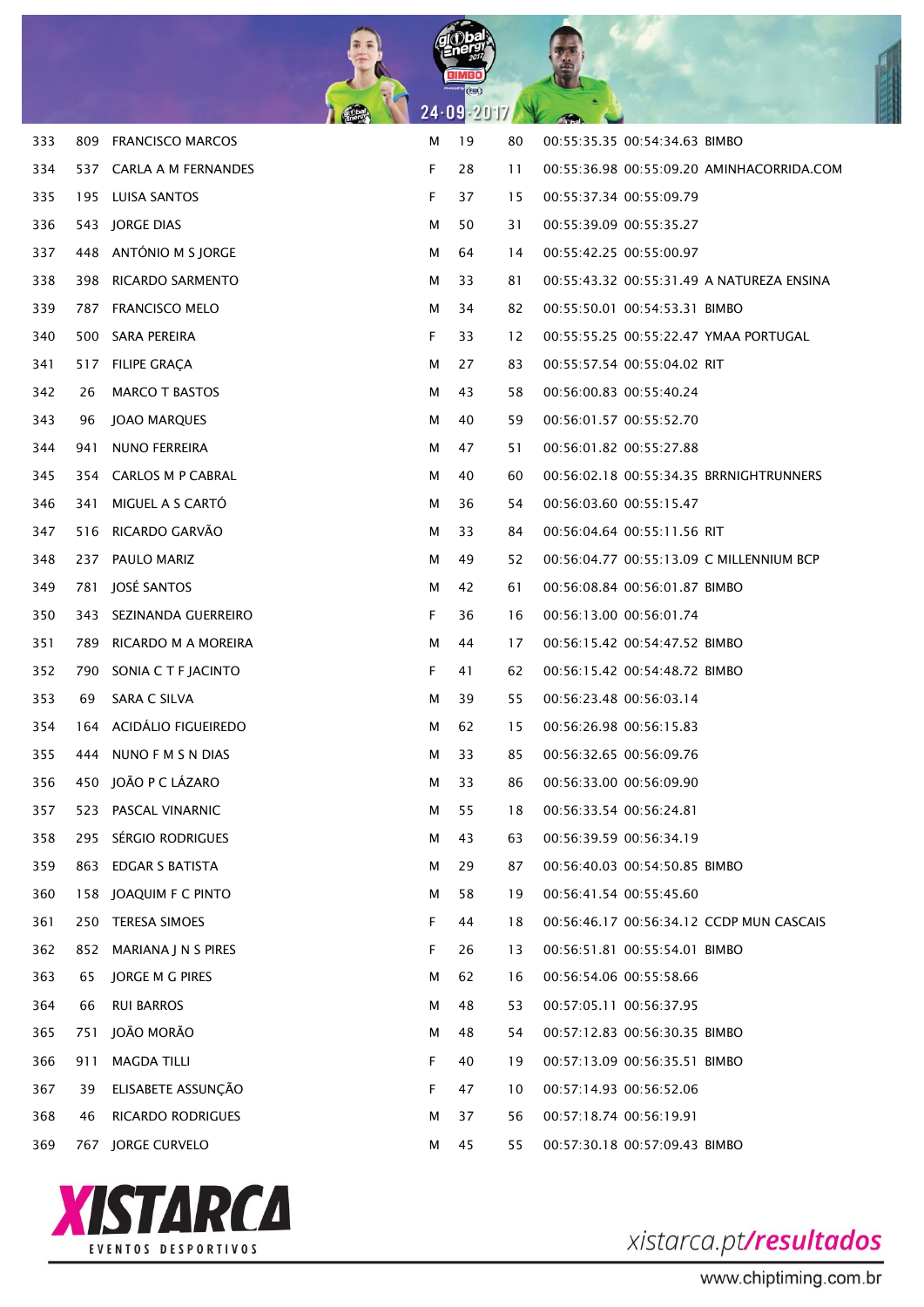| | | | | | | | | |
|---|---|---|---|---|---|---|---|---|
| 333 | 809 | FRANCISCO MARCOS | M | 19 | 80 | 00:55:35.35 | 00:54:34.63 | BIMBO |
| 334 | 537 | CARLA A M FERNANDES | F | 28 | 11 | 00:55:36.98 | 00:55:09.20 | AMINHACORRIDA.COM |
| 335 | 195 | LUISA SANTOS | F | 37 | 15 | 00:55:37.34 | 00:55:09.79 | |
| 336 | 543 | JORGE DIAS | M | 50 | 31 | 00:55:39.09 | 00:55:35.27 | |
| 337 | 448 | ANTÓNIO M S JORGE | M | 64 | 14 | 00:55:42.25 | 00:55:00.97 | |
| 338 | 398 | RICARDO SARMENTO | M | 33 | 81 | 00:55:43.32 | 00:55:31.49 | A NATUREZA ENSINA |
| 339 | 787 | FRANCISCO MELO | M | 34 | 82 | 00:55:50.01 | 00:54:53.31 | BIMBO |
| 340 | 500 | SARA PEREIRA | F | 33 | 12 | 00:55:55.25 | 00:55:22.47 | YMAA PORTUGAL |
| 341 | 517 | FILIPE GRAÇA | M | 27 | 83 | 00:55:57.54 | 00:55:04.02 | RIT |
| 342 | 26 | MARCO T BASTOS | M | 43 | 58 | 00:56:00.83 | 00:55:40.24 | |
| 343 | 96 | JOAO MARQUES | M | 40 | 59 | 00:56:01.57 | 00:55:52.70 | |
| 344 | 941 | NUNO FERREIRA | M | 47 | 51 | 00:56:01.82 | 00:55:27.88 | |
| 345 | 354 | CARLOS M P CABRAL | M | 40 | 60 | 00:56:02.18 | 00:55:34.35 | BRRNIGHTRUNNERS |
| 346 | 341 | MIGUEL A S CARTÓ | M | 36 | 54 | 00:56:03.60 | 00:55:15.47 | |
| 347 | 516 | RICARDO GARVÃO | M | 33 | 84 | 00:56:04.64 | 00:55:11.56 | RIT |
| 348 | 237 | PAULO MARIZ | M | 49 | 52 | 00:56:04.77 | 00:55:13.09 | C MILLENNIUM BCP |
| 349 | 781 | JOSÉ SANTOS | M | 42 | 61 | 00:56:08.84 | 00:56:01.87 | BIMBO |
| 350 | 343 | SEZINANDA GUERREIRO | F | 36 | 16 | 00:56:13.00 | 00:56:01.74 | |
| 351 | 789 | RICARDO M A MOREIRA | M | 44 | 17 | 00:56:15.42 | 00:54:47.52 | BIMBO |
| 352 | 790 | SONIA C T F JACINTO | F | 41 | 62 | 00:56:15.42 | 00:54:48.72 | BIMBO |
| 353 | 69 | SARA C SILVA | M | 39 | 55 | 00:56:23.48 | 00:56:03.14 | |
| 354 | 164 | ACIDÁLIO FIGUEIREDO | M | 62 | 15 | 00:56:26.98 | 00:56:15.83 | |
| 355 | 444 | NUNO F M S N DIAS | M | 33 | 85 | 00:56:32.65 | 00:56:09.76 | |
| 356 | 450 | JOÃO P C LÁZARO | M | 33 | 86 | 00:56:33.00 | 00:56:09.90 | |
| 357 | 523 | PASCAL VINARNIC | M | 55 | 18 | 00:56:33.54 | 00:56:24.81 | |
| 358 | 295 | SÉRGIO RODRIGUES | M | 43 | 63 | 00:56:39.59 | 00:56:34.19 | |
| 359 | 863 | EDGAR S BATISTA | M | 29 | 87 | 00:56:40.03 | 00:54:50.85 | BIMBO |
| 360 | 158 | JOAQUIM F C PINTO | M | 58 | 19 | 00:56:41.54 | 00:55:45.60 | |
| 361 | 250 | TERESA SIMOES | F | 44 | 18 | 00:56:46.17 | 00:56:34.12 | CCDP MUN CASCAIS |
| 362 | 852 | MARIANA J N S PIRES | F | 26 | 13 | 00:56:51.81 | 00:55:54.01 | BIMBO |
| 363 | 65 | JORGE M G PIRES | M | 62 | 16 | 00:56:54.06 | 00:55:58.66 | |
| 364 | 66 | RUI BARROS | M | 48 | 53 | 00:57:05.11 | 00:56:37.95 | |
| 365 | 751 | JOÃO MORÃO | M | 48 | 54 | 00:57:12.83 | 00:56:30.35 | BIMBO |
| 366 | 911 | MAGDA TILLI | F | 40 | 19 | 00:57:13.09 | 00:56:35.51 | BIMBO |
| 367 | 39 | ELISABETE ASSUNÇÃO | F | 47 | 10 | 00:57:14.93 | 00:56:52.06 | |
| 368 | 46 | RICARDO RODRIGUES | M | 37 | 56 | 00:57:18.74 | 00:56:19.91 | |
| 369 | 767 | JORGE CURVELO | M | 45 | 55 | 00:57:30.18 | 00:57:09.43 | BIMBO |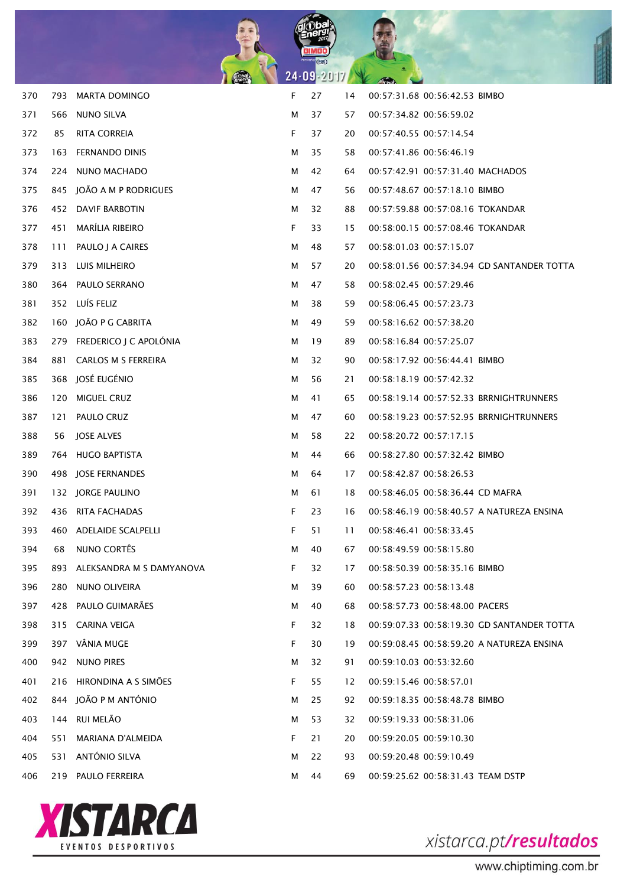| | | | | | | | | |
|---|---|---|---|---|---|---|---|---|
| 370 | 793 | MARTA DOMINGO | F | 27 | 14 | 00:57:31.68 | 00:56:42.53 | BIMBO |
| 371 | 566 | NUNO SILVA | M | 37 | 57 | 00:57:34.82 | 00:56:59.02 | |
| 372 | 85 | RITA CORREIA | F | 37 | 20 | 00:57:40.55 | 00:57:14.54 | |
| 373 | 163 | FERNANDO DINIS | M | 35 | 58 | 00:57:41.86 | 00:56:46.19 | |
| 374 | 224 | NUNO MACHADO | M | 42 | 64 | 00:57:42.91 | 00:57:31.40 | MACHADOS |
| 375 | 845 | JOÃO A M P RODRIGUES | M | 47 | 56 | 00:57:48.67 | 00:57:18.10 | BIMBO |
| 376 | 452 | DAVIF BARBOTIN | M | 32 | 88 | 00:57:59.88 | 00:57:08.16 | TOKANDAR |
| 377 | 451 | MARÍLIA RIBEIRO | F | 33 | 15 | 00:58:00.15 | 00:57:08.46 | TOKANDAR |
| 378 | 111 | PAULO J A CAIRES | M | 48 | 57 | 00:58:01.03 | 00:57:15.07 | |
| 379 | 313 | LUIS MILHEIRO | M | 57 | 20 | 00:58:01.56 | 00:57:34.94 | GD SANTANDER TOTTA |
| 380 | 364 | PAULO SERRANO | M | 47 | 58 | 00:58:02.45 | 00:57:29.46 | |
| 381 | 352 | LUÍS FELIZ | M | 38 | 59 | 00:58:06.45 | 00:57:23.73 | |
| 382 | 160 | JOÃO P G CABRITA | M | 49 | 59 | 00:58:16.62 | 00:57:38.20 | |
| 383 | 279 | FREDERICO J C APOLÓNIA | M | 19 | 89 | 00:58:16.84 | 00:57:25.07 | |
| 384 | 881 | CARLOS M S FERREIRA | M | 32 | 90 | 00:58:17.92 | 00:56:44.41 | BIMBO |
| 385 | 368 | JOSÉ EUGÉNIO | M | 56 | 21 | 00:58:18.19 | 00:57:42.32 | |
| 386 | 120 | MIGUEL CRUZ | M | 41 | 65 | 00:58:19.14 | 00:57:52.33 | BRRNIGHTRUNNERS |
| 387 | 121 | PAULO CRUZ | M | 47 | 60 | 00:58:19.23 | 00:57:52.95 | BRRNIGHTRUNNERS |
| 388 | 56 | JOSE ALVES | M | 58 | 22 | 00:58:20.72 | 00:57:17.15 | |
| 389 | 764 | HUGO BAPTISTA | M | 44 | 66 | 00:58:27.80 | 00:57:32.42 | BIMBO |
| 390 | 498 | JOSE FERNANDES | M | 64 | 17 | 00:58:42.87 | 00:58:26.53 | |
| 391 | 132 | JORGE PAULINO | M | 61 | 18 | 00:58:46.05 | 00:58:36.44 | CD MAFRA |
| 392 | 436 | RITA FACHADAS | F | 23 | 16 | 00:58:46.19 | 00:58:40.57 | A NATUREZA ENSINA |
| 393 | 460 | ADELAIDE SCALPELLI | F | 51 | 11 | 00:58:46.41 | 00:58:33.45 | |
| 394 | 68 | NUNO CORTÊS | M | 40 | 67 | 00:58:49.59 | 00:58:15.80 | |
| 395 | 893 | ALEKSANDRA M S DAMYANOVA | F | 32 | 17 | 00:58:50.39 | 00:58:35.16 | BIMBO |
| 396 | 280 | NUNO OLIVEIRA | M | 39 | 60 | 00:58:57.23 | 00:58:13.48 | |
| 397 | 428 | PAULO GUIMARÃES | M | 40 | 68 | 00:58:57.73 | 00:58:48.00 | PACERS |
| 398 | 315 | CARINA VEIGA | F | 32 | 18 | 00:59:07.33 | 00:58:19.30 | GD SANTANDER TOTTA |
| 399 | 397 | VÂNIA MUGE | F | 30 | 19 | 00:59:08.45 | 00:58:59.20 | A NATUREZA ENSINA |
| 400 | 942 | NUNO PIRES | M | 32 | 91 | 00:59:10.03 | 00:53:32.60 | |
| 401 | 216 | HIRONDINA A S SIMÕES | F | 55 | 12 | 00:59:15.46 | 00:58:57.01 | |
| 402 | 844 | JOÃO P M ANTÓNIO | M | 25 | 92 | 00:59:18.35 | 00:58:48.78 | BIMBO |
| 403 | 144 | RUI MELÃO | M | 53 | 32 | 00:59:19.33 | 00:58:31.06 | |
| 404 | 551 | MARIANA D'ALMEIDA | F | 21 | 20 | 00:59:20.05 | 00:59:10.30 | |
| 405 | 531 | ANTÓNIO SILVA | M | 22 | 93 | 00:59:20.48 | 00:59:10.49 | |
| 406 | 219 | PAULO FERREIRA | M | 44 | 69 | 00:59:25.62 | 00:58:31.43 | TEAM DSTP |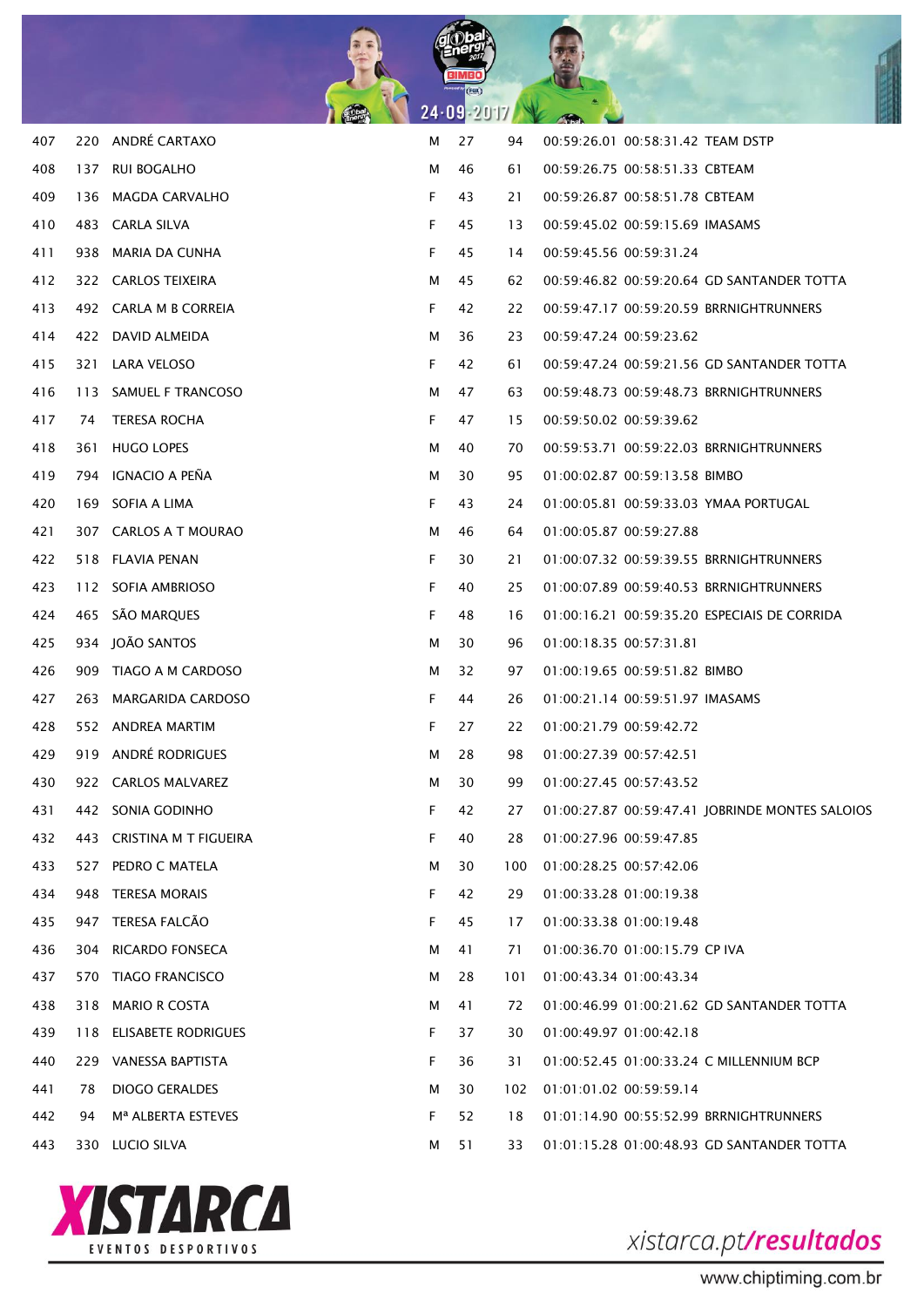| | | | | | | | | |
|---|---|---|---|---|---|---|---|---|
| 407 | 220 | ANDRÉ CARTAXO | M | 27 | 94 | 00:59:26.01 | 00:58:31.42 | TEAM DSTP |
| 408 | 137 | RUI BOGALHO | M | 46 | 61 | 00:59:26.75 | 00:58:51.33 | CBTEAM |
| 409 | 136 | MAGDA CARVALHO | F | 43 | 21 | 00:59:26.87 | 00:58:51.78 | CBTEAM |
| 410 | 483 | CARLA SILVA | F | 45 | 13 | 00:59:45.02 | 00:59:15.69 | IMASAMS |
| 411 | 938 | MARIA DA CUNHA | F | 45 | 14 | 00:59:45.56 | 00:59:31.24 | |
| 412 | 322 | CARLOS TEIXEIRA | M | 45 | 62 | 00:59:46.82 | 00:59:20.64 | GD SANTANDER TOTTA |
| 413 | 492 | CARLA M B CORREIA | F | 42 | 22 | 00:59:47.17 | 00:59:20.59 | BRRNIGHTRUNNERS |
| 414 | 422 | DAVID ALMEIDA | M | 36 | 23 | 00:59:47.24 | 00:59:23.62 | |
| 415 | 321 | LARA VELOSO | F | 42 | 61 | 00:59:47.24 | 00:59:21.56 | GD SANTANDER TOTTA |
| 416 | 113 | SAMUEL F TRANCOSO | M | 47 | 63 | 00:59:48.73 | 00:59:48.73 | BRRNIGHTRUNNERS |
| 417 | 74 | TERESA ROCHA | F | 47 | 15 | 00:59:50.02 | 00:59:39.62 | |
| 418 | 361 | HUGO LOPES | M | 40 | 70 | 00:59:53.71 | 00:59:22.03 | BRRNIGHTRUNNERS |
| 419 | 794 | IGNACIO A PEÑA | M | 30 | 95 | 01:00:02.87 | 00:59:13.58 | BIMBO |
| 420 | 169 | SOFIA A LIMA | F | 43 | 24 | 01:00:05.81 | 00:59:33.03 | YMAA PORTUGAL |
| 421 | 307 | CARLOS A T MOURAO | M | 46 | 64 | 01:00:05.87 | 00:59:27.88 | |
| 422 | 518 | FLAVIA PENAN | F | 30 | 21 | 01:00:07.32 | 00:59:39.55 | BRRNIGHTRUNNERS |
| 423 | 112 | SOFIA AMBRIOSO | F | 40 | 25 | 01:00:07.89 | 00:59:40.53 | BRRNIGHTRUNNERS |
| 424 | 465 | SÃO MARQUES | F | 48 | 16 | 01:00:16.21 | 00:59:35.20 | ESPECIAIS DE CORRIDA |
| 425 | 934 | JOÃO SANTOS | M | 30 | 96 | 01:00:18.35 | 00:57:31.81 | |
| 426 | 909 | TIAGO A M CARDOSO | M | 32 | 97 | 01:00:19.65 | 00:59:51.82 | BIMBO |
| 427 | 263 | MARGARIDA CARDOSO | F | 44 | 26 | 01:00:21.14 | 00:59:51.97 | IMASAMS |
| 428 | 552 | ANDREA MARTIM | F | 27 | 22 | 01:00:21.79 | 00:59:42.72 | |
| 429 | 919 | ANDRÉ RODRIGUES | M | 28 | 98 | 01:00:27.39 | 00:57:42.51 | |
| 430 | 922 | CARLOS MALVAREZ | M | 30 | 99 | 01:00:27.45 | 00:57:43.52 | |
| 431 | 442 | SONIA GODINHO | F | 42 | 27 | 01:00:27.87 | 00:59:47.41 | JOBRINDE MONTES SALOIOS |
| 432 | 443 | CRISTINA M T FIGUEIRA | F | 40 | 28 | 01:00:27.96 | 00:59:47.85 | |
| 433 | 527 | PEDRO C MATELA | M | 30 | 100 | 01:00:28.25 | 00:57:42.06 | |
| 434 | 948 | TERESA MORAIS | F | 42 | 29 | 01:00:33.28 | 01:00:19.38 | |
| 435 | 947 | TERESA FALCÃO | F | 45 | 17 | 01:00:33.38 | 01:00:19.48 | |
| 436 | 304 | RICARDO FONSECA | M | 41 | 71 | 01:00:36.70 | 01:00:15.79 | CP IVA |
| 437 | 570 | TIAGO FRANCISCO | M | 28 | 101 | 01:00:43.34 | 01:00:43.34 | |
| 438 | 318 | MARIO R COSTA | M | 41 | 72 | 01:00:46.99 | 01:00:21.62 | GD SANTANDER TOTTA |
| 439 | 118 | ELISABETE RODRIGUES | F | 37 | 30 | 01:00:49.97 | 01:00:42.18 | |
| 440 | 229 | VANESSA BAPTISTA | F | 36 | 31 | 01:00:52.45 | 01:00:33.24 | C MILLENNIUM BCP |
| 441 | 78 | DIOGO GERALDES | M | 30 | 102 | 01:01:01.02 | 00:59:59.14 | |
| 442 | 94 | Mª ALBERTA ESTEVES | F | 52 | 18 | 01:01:14.90 | 00:55:52.99 | BRRNIGHTRUNNERS |
| 443 | 330 | LUCIO SILVA | M | 51 | 33 | 01:01:15.28 | 01:00:48.93 | GD SANTANDER TOTTA |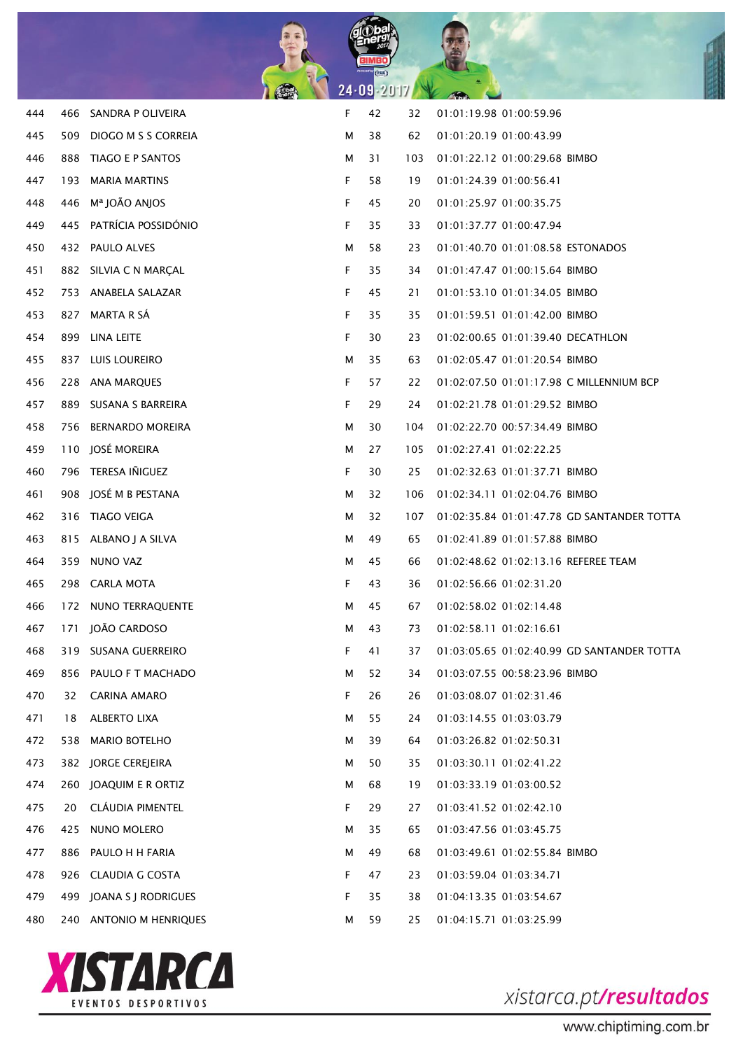| | | | | | | | | |
|---|---|---|---|---|---|---|---|---|
| 444 | 466 | SANDRA P OLIVEIRA | F | 42 | 32 | 01:01:19.98 | 01:00:59.96 | |
| 445 | 509 | DIOGO M S S CORREIA | M | 38 | 62 | 01:01:20.19 | 01:00:43.99 | |
| 446 | 888 | TIAGO E P SANTOS | M | 31 | 103 | 01:01:22.12 | 01:00:29.68 | BIMBO |
| 447 | 193 | MARIA MARTINS | F | 58 | 19 | 01:01:24.39 | 01:00:56.41 | |
| 448 | 446 | Mª JOÃO ANJOS | F | 45 | 20 | 01:01:25.97 | 01:00:35.75 | |
| 449 | 445 | PATRÍCIA POSSIDÓNIO | F | 35 | 33 | 01:01:37.77 | 01:00:47.94 | |
| 450 | 432 | PAULO ALVES | M | 58 | 23 | 01:01:40.70 | 01:01:08.58 | ESTONADOS |
| 451 | 882 | SILVIA C N MARÇAL | F | 35 | 34 | 01:01:47.47 | 01:00:15.64 | BIMBO |
| 452 | 753 | ANABELA SALAZAR | F | 45 | 21 | 01:01:53.10 | 01:01:34.05 | BIMBO |
| 453 | 827 | MARTA R SÁ | F | 35 | 35 | 01:01:59.51 | 01:01:42.00 | BIMBO |
| 454 | 899 | LINA LEITE | F | 30 | 23 | 01:02:00.65 | 01:01:39.40 | DECATHLON |
| 455 | 837 | LUIS LOUREIRO | M | 35 | 63 | 01:02:05.47 | 01:01:20.54 | BIMBO |
| 456 | 228 | ANA MARQUES | F | 57 | 22 | 01:02:07.50 | 01:01:17.98 | C MILLENNIUM BCP |
| 457 | 889 | SUSANA S BARREIRA | F | 29 | 24 | 01:02:21.78 | 01:01:29.52 | BIMBO |
| 458 | 756 | BERNARDO MOREIRA | M | 30 | 104 | 01:02:22.70 | 00:57:34.49 | BIMBO |
| 459 | 110 | JOSÉ MOREIRA | M | 27 | 105 | 01:02:27.41 | 01:02:22.25 | |
| 460 | 796 | TERESA IÑIGUEZ | F | 30 | 25 | 01:02:32.63 | 01:01:37.71 | BIMBO |
| 461 | 908 | JOSÉ M B PESTANA | M | 32 | 106 | 01:02:34.11 | 01:02:04.76 | BIMBO |
| 462 | 316 | TIAGO VEIGA | M | 32 | 107 | 01:02:35.84 | 01:01:47.78 | GD SANTANDER TOTTA |
| 463 | 815 | ALBANO J A SILVA | M | 49 | 65 | 01:02:41.89 | 01:01:57.88 | BIMBO |
| 464 | 359 | NUNO VAZ | M | 45 | 66 | 01:02:48.62 | 01:02:13.16 | REFEREE TEAM |
| 465 | 298 | CARLA MOTA | F | 43 | 36 | 01:02:56.66 | 01:02:31.20 | |
| 466 | 172 | NUNO TERRAQUENTE | M | 45 | 67 | 01:02:58.02 | 01:02:14.48 | |
| 467 | 171 | JOÃO CARDOSO | M | 43 | 73 | 01:02:58.11 | 01:02:16.61 | |
| 468 | 319 | SUSANA GUERREIRO | F | 41 | 37 | 01:03:05.65 | 01:02:40.99 | GD SANTANDER TOTTA |
| 469 | 856 | PAULO F T MACHADO | M | 52 | 34 | 01:03:07.55 | 00:58:23.96 | BIMBO |
| 470 | 32 | CARINA AMARO | F | 26 | 26 | 01:03:08.07 | 01:02:31.46 | |
| 471 | 18 | ALBERTO LIXA | M | 55 | 24 | 01:03:14.55 | 01:03:03.79 | |
| 472 | 538 | MARIO BOTELHO | M | 39 | 64 | 01:03:26.82 | 01:02:50.31 | |
| 473 | 382 | JORGE CEREJEIRA | M | 50 | 35 | 01:03:30.11 | 01:02:41.22 | |
| 474 | 260 | JOAQUIM E R ORTIZ | M | 68 | 19 | 01:03:33.19 | 01:03:00.52 | |
| 475 | 20 | CLÁUDIA PIMENTEL | F | 29 | 27 | 01:03:41.52 | 01:02:42.10 | |
| 476 | 425 | NUNO MOLERO | M | 35 | 65 | 01:03:47.56 | 01:03:45.75 | |
| 477 | 886 | PAULO H H FARIA | M | 49 | 68 | 01:03:49.61 | 01:02:55.84 | BIMBO |
| 478 | 926 | CLAUDIA G COSTA | F | 47 | 23 | 01:03:59.04 | 01:03:34.71 | |
| 479 | 499 | JOANA S J RODRIGUES | F | 35 | 38 | 01:04:13.35 | 01:03:54.67 | |
| 480 | 240 | ANTONIO M HENRIQUES | M | 59 | 25 | 01:04:15.71 | 01:03:25.99 | |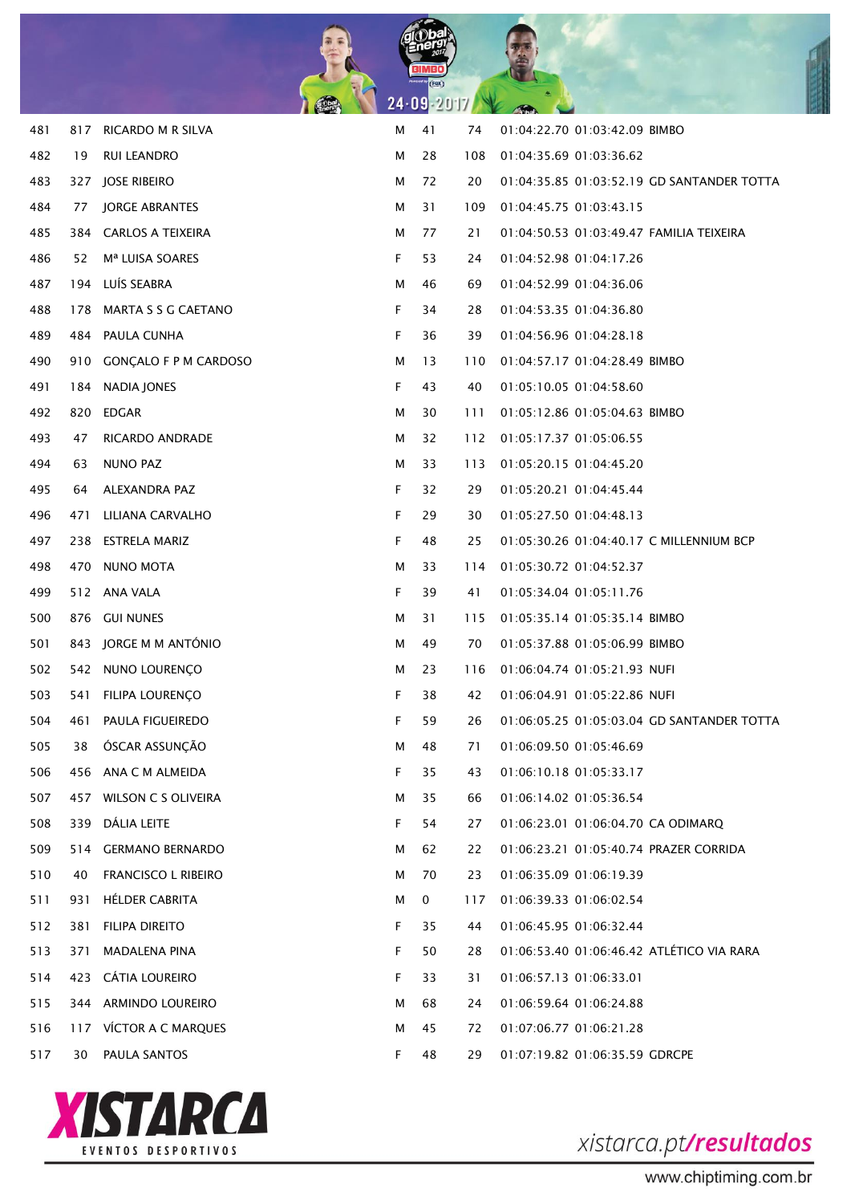| | | | | | | | | |
|---|---|---|---|---|---|---|---|---|
| 481 | 817 | RICARDO M R SILVA | M | 41 | 74 | 01:04:22.70 | 01:03:42.09 | BIMBO |
| 482 | 19 | RUI LEANDRO | M | 28 | 108 | 01:04:35.69 | 01:03:36.62 | |
| 483 | 327 | JOSE RIBEIRO | M | 72 | 20 | 01:04:35.85 | 01:03:52.19 | GD SANTANDER TOTTA |
| 484 | 77 | JORGE ABRANTES | M | 31 | 109 | 01:04:45.75 | 01:03:43.15 | |
| 485 | 384 | CARLOS A TEIXEIRA | M | 77 | 21 | 01:04:50.53 | 01:03:49.47 | FAMILIA TEIXEIRA |
| 486 | 52 | Mª LUISA SOARES | F | 53 | 24 | 01:04:52.98 | 01:04:17.26 | |
| 487 | 194 | LUÍS SEABRA | M | 46 | 69 | 01:04:52.99 | 01:04:36.06 | |
| 488 | 178 | MARTA S S G CAETANO | F | 34 | 28 | 01:04:53.35 | 01:04:36.80 | |
| 489 | 484 | PAULA CUNHA | F | 36 | 39 | 01:04:56.96 | 01:04:28.18 | |
| 490 | 910 | GONÇALO F P M CARDOSO | M | 13 | 110 | 01:04:57.17 | 01:04:28.49 | BIMBO |
| 491 | 184 | NADIA JONES | F | 43 | 40 | 01:05:10.05 | 01:04:58.60 | |
| 492 | 820 | EDGAR | M | 30 | 111 | 01:05:12.86 | 01:05:04.63 | BIMBO |
| 493 | 47 | RICARDO ANDRADE | M | 32 | 112 | 01:05:17.37 | 01:05:06.55 | |
| 494 | 63 | NUNO PAZ | M | 33 | 113 | 01:05:20.15 | 01:04:45.20 | |
| 495 | 64 | ALEXANDRA PAZ | F | 32 | 29 | 01:05:20.21 | 01:04:45.44 | |
| 496 | 471 | LILIANA CARVALHO | F | 29 | 30 | 01:05:27.50 | 01:04:48.13 | |
| 497 | 238 | ESTRELA MARIZ | F | 48 | 25 | 01:05:30.26 | 01:04:40.17 | C MILLENNIUM BCP |
| 498 | 470 | NUNO MOTA | M | 33 | 114 | 01:05:30.72 | 01:04:52.37 | |
| 499 | 512 | ANA VALA | F | 39 | 41 | 01:05:34.04 | 01:05:11.76 | |
| 500 | 876 | GUI NUNES | M | 31 | 115 | 01:05:35.14 | 01:05:35.14 | BIMBO |
| 501 | 843 | JORGE M M ANTÓNIO | M | 49 | 70 | 01:05:37.88 | 01:05:06.99 | BIMBO |
| 502 | 542 | NUNO LOURENÇO | M | 23 | 116 | 01:06:04.74 | 01:05:21.93 | NUFI |
| 503 | 541 | FILIPA LOURENÇO | F | 38 | 42 | 01:06:04.91 | 01:05:22.86 | NUFI |
| 504 | 461 | PAULA FIGUEIREDO | F | 59 | 26 | 01:06:05.25 | 01:05:03.04 | GD SANTANDER TOTTA |
| 505 | 38 | ÓSCAR ASSUNÇÃO | M | 48 | 71 | 01:06:09.50 | 01:05:46.69 | |
| 506 | 456 | ANA C M ALMEIDA | F | 35 | 43 | 01:06:10.18 | 01:05:33.17 | |
| 507 | 457 | WILSON C S OLIVEIRA | M | 35 | 66 | 01:06:14.02 | 01:05:36.54 | |
| 508 | 339 | DÁLIA LEITE | F | 54 | 27 | 01:06:23.01 | 01:06:04.70 | CA ODIMARQ |
| 509 | 514 | GERMANO BERNARDO | M | 62 | 22 | 01:06:23.21 | 01:05:40.74 | PRAZER CORRIDA |
| 510 | 40 | FRANCISCO L RIBEIRO | M | 70 | 23 | 01:06:35.09 | 01:06:19.39 | |
| 511 | 931 | HÉLDER CABRITA | M | 0 | 117 | 01:06:39.33 | 01:06:02.54 | |
| 512 | 381 | FILIPA DIREITO | F | 35 | 44 | 01:06:45.95 | 01:06:32.44 | |
| 513 | 371 | MADALENA PINA | F | 50 | 28 | 01:06:53.40 | 01:06:46.42 | ATLÉTICO VIA RARA |
| 514 | 423 | CÁTIA LOUREIRO | F | 33 | 31 | 01:06:57.13 | 01:06:33.01 | |
| 515 | 344 | ARMINDO LOUREIRO | M | 68 | 24 | 01:06:59.64 | 01:06:24.88 | |
| 516 | 117 | VÍCTOR A C MARQUES | M | 45 | 72 | 01:07:06.77 | 01:06:21.28 | |
| 517 | 30 | PAULA SANTOS | F | 48 | 29 | 01:07:19.82 | 01:06:35.59 | GDRCPE |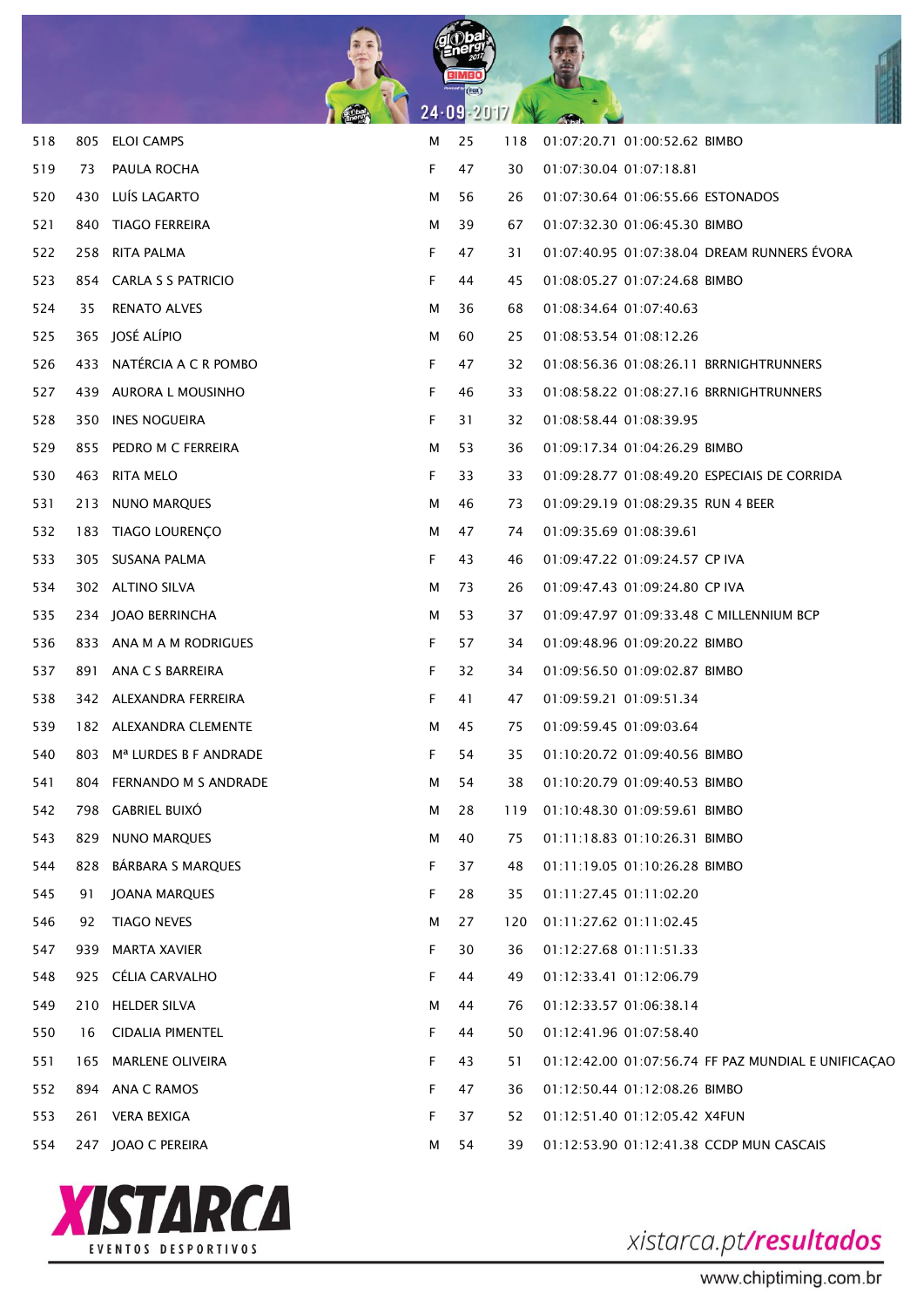| | | | | | | | | |
|---|---|---|---|---|---|---|---|---|
| 518 | 805 | ELOI CAMPS | M | 25 | 118 | 01:07:20.71 | 01:00:52.62 | BIMBO |
| 519 | 73 | PAULA ROCHA | F | 47 | 30 | 01:07:30.04 | 01:07:18.81 | |
| 520 | 430 | LUÍS LAGARTO | M | 56 | 26 | 01:07:30.64 | 01:06:55.66 | ESTONADOS |
| 521 | 840 | TIAGO FERREIRA | M | 39 | 67 | 01:07:32.30 | 01:06:45.30 | BIMBO |
| 522 | 258 | RITA PALMA | F | 47 | 31 | 01:07:40.95 | 01:07:38.04 | DREAM RUNNERS ÉVORA |
| 523 | 854 | CARLA S S PATRICIO | F | 44 | 45 | 01:08:05.27 | 01:07:24.68 | BIMBO |
| 524 | 35 | RENATO ALVES | M | 36 | 68 | 01:08:34.64 | 01:07:40.63 | |
| 525 | 365 | JOSÉ ALÍPIO | M | 60 | 25 | 01:08:53.54 | 01:08:12.26 | |
| 526 | 433 | NATÉRCIA A C R POMBO | F | 47 | 32 | 01:08:56.36 | 01:08:26.11 | BRRNIGHTRUNNERS |
| 527 | 439 | AURORA L MOUSINHO | F | 46 | 33 | 01:08:58.22 | 01:08:27.16 | BRRNIGHTRUNNERS |
| 528 | 350 | INES NOGUEIRA | F | 31 | 32 | 01:08:58.44 | 01:08:39.95 | |
| 529 | 855 | PEDRO M C FERREIRA | M | 53 | 36 | 01:09:17.34 | 01:04:26.29 | BIMBO |
| 530 | 463 | RITA MELO | F | 33 | 33 | 01:09:28.77 | 01:08:49.20 | ESPECIAIS DE CORRIDA |
| 531 | 213 | NUNO MARQUES | M | 46 | 73 | 01:09:29.19 | 01:08:29.35 | RUN 4 BEER |
| 532 | 183 | TIAGO LOURENÇO | M | 47 | 74 | 01:09:35.69 | 01:08:39.61 | |
| 533 | 305 | SUSANA PALMA | F | 43 | 46 | 01:09:47.22 | 01:09:24.57 | CP IVA |
| 534 | 302 | ALTINO SILVA | M | 73 | 26 | 01:09:47.43 | 01:09:24.80 | CP IVA |
| 535 | 234 | JOAO BERRINCHA | M | 53 | 37 | 01:09:47.97 | 01:09:33.48 | C MILLENNIUM BCP |
| 536 | 833 | ANA M A M RODRIGUES | F | 57 | 34 | 01:09:48.96 | 01:09:20.22 | BIMBO |
| 537 | 891 | ANA C S BARREIRA | F | 32 | 34 | 01:09:56.50 | 01:09:02.87 | BIMBO |
| 538 | 342 | ALEXANDRA FERREIRA | F | 41 | 47 | 01:09:59.21 | 01:09:51.34 | |
| 539 | 182 | ALEXANDRA CLEMENTE | M | 45 | 75 | 01:09:59.45 | 01:09:03.64 | |
| 540 | 803 | Mª LURDES B F ANDRADE | F | 54 | 35 | 01:10:20.72 | 01:09:40.56 | BIMBO |
| 541 | 804 | FERNANDO M S ANDRADE | M | 54 | 38 | 01:10:20.79 | 01:09:40.53 | BIMBO |
| 542 | 798 | GABRIEL BUIXÓ | M | 28 | 119 | 01:10:48.30 | 01:09:59.61 | BIMBO |
| 543 | 829 | NUNO MARQUES | M | 40 | 75 | 01:11:18.83 | 01:10:26.31 | BIMBO |
| 544 | 828 | BÁRBARA S MARQUES | F | 37 | 48 | 01:11:19.05 | 01:10:26.28 | BIMBO |
| 545 | 91 | JOANA MARQUES | F | 28 | 35 | 01:11:27.45 | 01:11:02.20 | |
| 546 | 92 | TIAGO NEVES | M | 27 | 120 | 01:11:27.62 | 01:11:02.45 | |
| 547 | 939 | MARTA XAVIER | F | 30 | 36 | 01:12:27.68 | 01:11:51.33 | |
| 548 | 925 | CÉLIA CARVALHO | F | 44 | 49 | 01:12:33.41 | 01:12:06.79 | |
| 549 | 210 | HELDER SILVA | M | 44 | 76 | 01:12:33.57 | 01:06:38.14 | |
| 550 | 16 | CIDALIA PIMENTEL | F | 44 | 50 | 01:12:41.96 | 01:07:58.40 | |
| 551 | 165 | MARLENE OLIVEIRA | F | 43 | 51 | 01:12:42.00 | 01:07:56.74 | FF PAZ MUNDIAL E UNIFICAÇAO |
| 552 | 894 | ANA C RAMOS | F | 47 | 36 | 01:12:50.44 | 01:12:08.26 | BIMBO |
| 553 | 261 | VERA BEXIGA | F | 37 | 52 | 01:12:51.40 | 01:12:05.42 | X4FUN |
| 554 | 247 | JOAO C PEREIRA | M | 54 | 39 | 01:12:53.90 | 01:12:41.38 | CCDP MUN CASCAIS |

XISTARCA EVENTOS DESPORTIVOS

xistarca.pt/resultados

www.chiptiming.com.br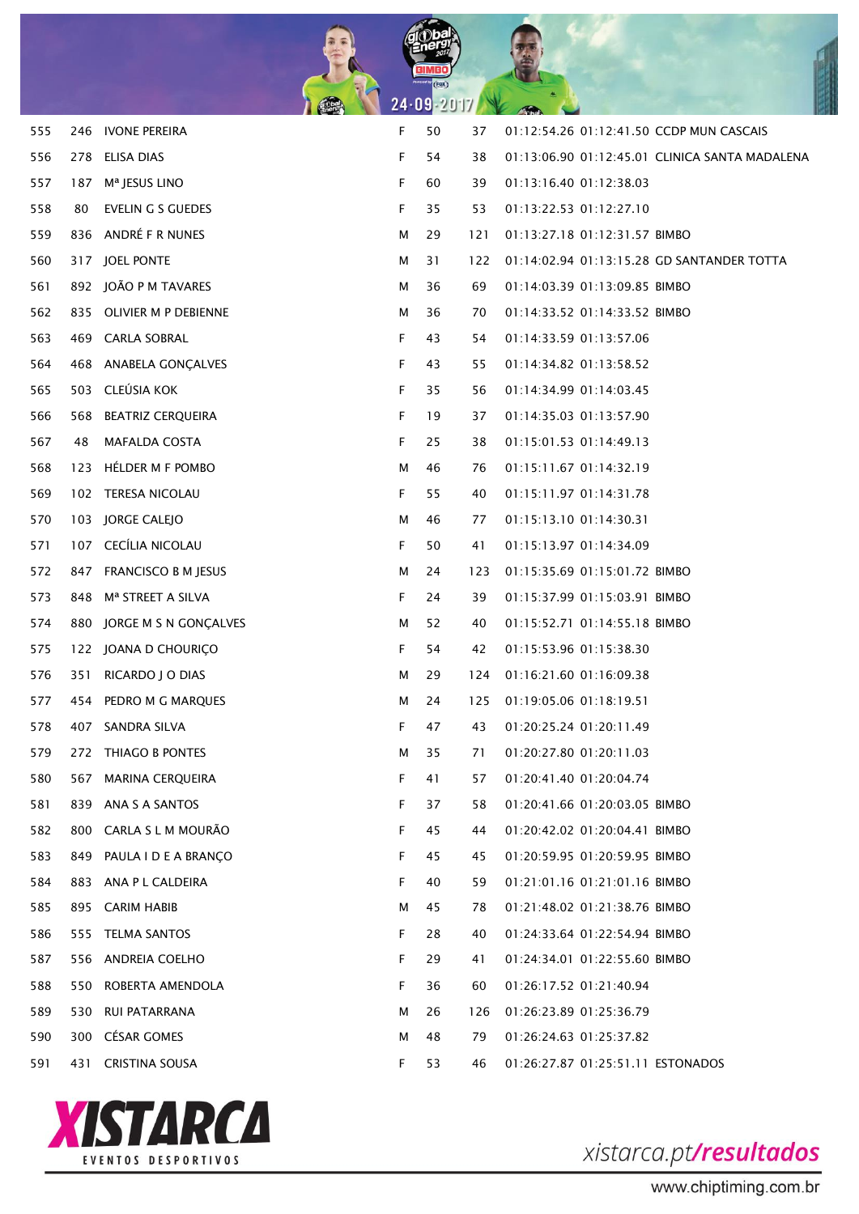| | | | | | | | | |
|---|---|---|---|---|---|---|---|---|
| 555 | 246 | IVONE PEREIRA | F | 50 | 37 | 01:12:54.26 | 01:12:41.50 | CCDP MUN CASCAIS |
| 556 | 278 | ELISA DIAS | F | 54 | 38 | 01:13:06.90 | 01:12:45.01 | CLINICA SANTA MADALENA |
| 557 | 187 | Mª JESUS LINO | F | 60 | 39 | 01:13:16.40 | 01:12:38.03 | |
| 558 | 80 | EVELIN G S GUEDES | F | 35 | 53 | 01:13:22.53 | 01:12:27.10 | |
| 559 | 836 | ANDRÉ F R NUNES | M | 29 | 121 | 01:13:27.18 | 01:12:31.57 | BIMBO |
| 560 | 317 | JOEL PONTE | M | 31 | 122 | 01:14:02.94 | 01:13:15.28 | GD SANTANDER TOTTA |
| 561 | 892 | JOÃO P M TAVARES | M | 36 | 69 | 01:14:03.39 | 01:13:09.85 | BIMBO |
| 562 | 835 | OLIVIER M P DEBIENNE | M | 36 | 70 | 01:14:33.52 | 01:14:33.52 | BIMBO |
| 563 | 469 | CARLA SOBRAL | F | 43 | 54 | 01:14:33.59 | 01:13:57.06 | |
| 564 | 468 | ANABELA GONÇALVES | F | 43 | 55 | 01:14:34.82 | 01:13:58.52 | |
| 565 | 503 | CLEÚSIA KOK | F | 35 | 56 | 01:14:34.99 | 01:14:03.45 | |
| 566 | 568 | BEATRIZ CERQUEIRA | F | 19 | 37 | 01:14:35.03 | 01:13:57.90 | |
| 567 | 48 | MAFALDA COSTA | F | 25 | 38 | 01:15:01.53 | 01:14:49.13 | |
| 568 | 123 | HÉLDER M F POMBO | M | 46 | 76 | 01:15:11.67 | 01:14:32.19 | |
| 569 | 102 | TERESA NICOLAU | F | 55 | 40 | 01:15:11.97 | 01:14:31.78 | |
| 570 | 103 | JORGE CALEJO | M | 46 | 77 | 01:15:13.10 | 01:14:30.31 | |
| 571 | 107 | CECÍLIA NICOLAU | F | 50 | 41 | 01:15:13.97 | 01:14:34.09 | |
| 572 | 847 | FRANCISCO B M JESUS | M | 24 | 123 | 01:15:35.69 | 01:15:01.72 | BIMBO |
| 573 | 848 | Mª STREET A SILVA | F | 24 | 39 | 01:15:37.99 | 01:15:03.91 | BIMBO |
| 574 | 880 | JORGE M S N GONÇALVES | M | 52 | 40 | 01:15:52.71 | 01:14:55.18 | BIMBO |
| 575 | 122 | JOANA D CHOURIÇO | F | 54 | 42 | 01:15:53.96 | 01:15:38.30 | |
| 576 | 351 | RICARDO J O DIAS | M | 29 | 124 | 01:16:21.60 | 01:16:09.38 | |
| 577 | 454 | PEDRO M G MARQUES | M | 24 | 125 | 01:19:05.06 | 01:18:19.51 | |
| 578 | 407 | SANDRA SILVA | F | 47 | 43 | 01:20:25.24 | 01:20:11.49 | |
| 579 | 272 | THIAGO B PONTES | M | 35 | 71 | 01:20:27.80 | 01:20:11.03 | |
| 580 | 567 | MARINA CERQUEIRA | F | 41 | 57 | 01:20:41.40 | 01:20:04.74 | |
| 581 | 839 | ANA S A SANTOS | F | 37 | 58 | 01:20:41.66 | 01:20:03.05 | BIMBO |
| 582 | 800 | CARLA S L M MOURÃO | F | 45 | 44 | 01:20:42.02 | 01:20:04.41 | BIMBO |
| 583 | 849 | PAULA I D E A BRANÇO | F | 45 | 45 | 01:20:59.95 | 01:20:59.95 | BIMBO |
| 584 | 883 | ANA P L CALDEIRA | F | 40 | 59 | 01:21:01.16 | 01:21:01.16 | BIMBO |
| 585 | 895 | CARIM HABIB | M | 45 | 78 | 01:21:48.02 | 01:21:38.76 | BIMBO |
| 586 | 555 | TELMA SANTOS | F | 28 | 40 | 01:24:33.64 | 01:22:54.94 | BIMBO |
| 587 | 556 | ANDREIA COELHO | F | 29 | 41 | 01:24:34.01 | 01:22:55.60 | BIMBO |
| 588 | 550 | ROBERTA AMENDOLA | F | 36 | 60 | 01:26:17.52 | 01:21:40.94 | |
| 589 | 530 | RUI PATARRANA | M | 26 | 126 | 01:26:23.89 | 01:25:36.79 | |
| 590 | 300 | CÉSAR GOMES | M | 48 | 79 | 01:26:24.63 | 01:25:37.82 | |
| 591 | 431 | CRISTINA SOUSA | F | 53 | 46 | 01:26:27.87 | 01:25:51.11 | ESTONADOS |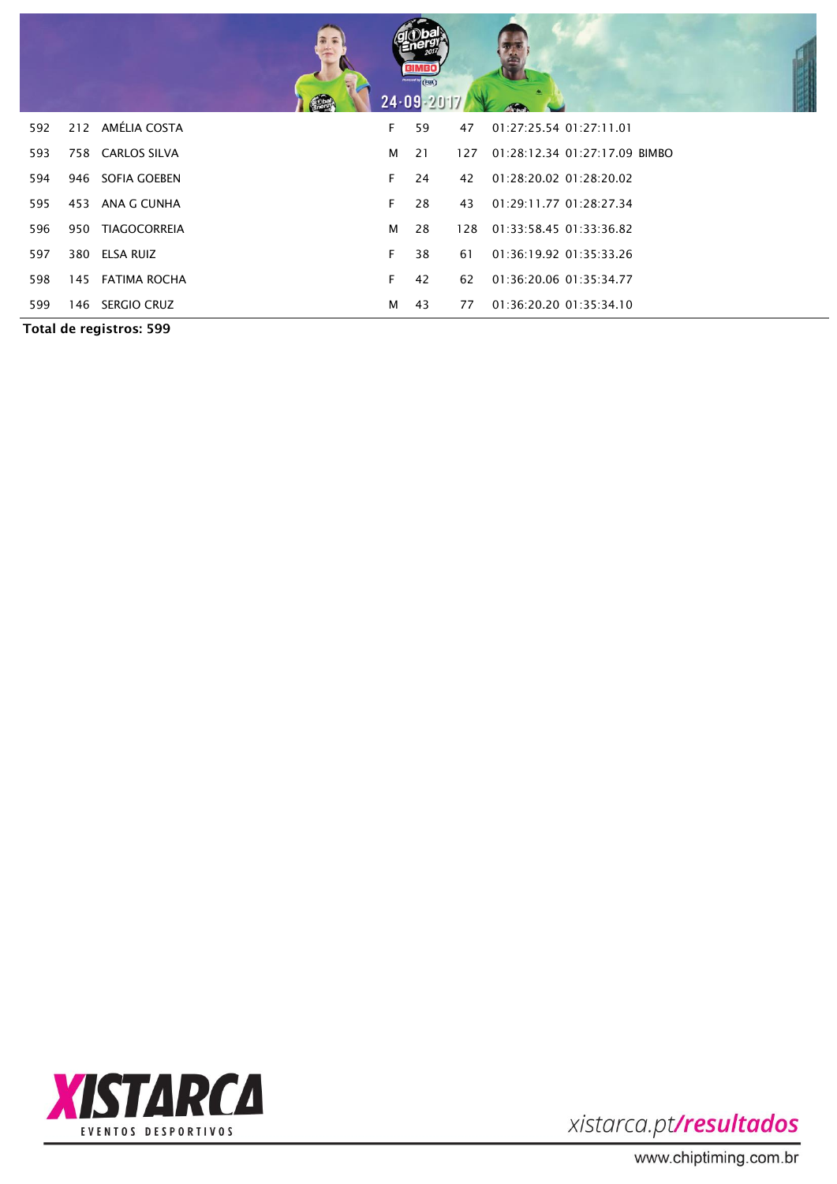| | | | | | | | | |
|---|---|---|---|---|---|---|---|---|
| 592 | 212 | AMÉLIA COSTA | F | 59 | 47 | 01:27:25.54 | 01:27:11.01 | |
| 593 | 758 | CARLOS SILVA | M | 21 | 127 | 01:28:12.34 | 01:27:17.09 | BIMBO |
| 594 | 946 | SOFIA GOEBEN | F | 24 | 42 | 01:28:20.02 | 01:28:20.02 | |
| 595 | 453 | ANA G CUNHA | F | 28 | 43 | 01:29:11.77 | 01:28:27.34 | |
| 596 | 950 | TIAGOCORREIA | M | 28 | 128 | 01:33:58.45 | 01:33:36.82 | |
| 597 | 380 | ELSA RUIZ | F | 38 | 61 | 01:36:19.92 | 01:35:33.26 | |
| 598 | 145 | FATIMA ROCHA | F | 42 | 62 | 01:36:20.06 | 01:35:34.77 | |
| 599 | 146 | SERGIO CRUZ | M | 43 | 77 | 01:36:20.20 | 01:35:34.10 | |

**Total de registros: 599**